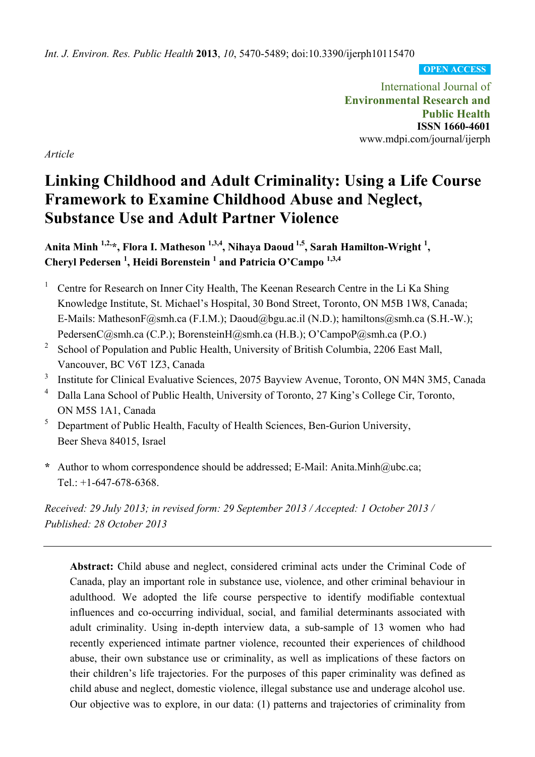*Int. J. Environ. Res. Public Health* **2013**, *10*, 5470-5489; doi:10.3390/ijerph10115470

**OPEN ACCESS**

International Journal of
**Environmental Research and Public Health**
**ISSN 1660-4601**
www.mdpi.com/journal/ijerph

*Article*

# Linking Childhood and Adult Criminality: Using a Life Course Framework to Examine Childhood Abuse and Neglect, Substance Use and Adult Partner Violence

**Anita Minh [1,2,*], Flora I. Matheson [1,3,4], Nihaya Daoud [1,5], Sarah Hamilton-Wright [1], Cheryl Pedersen [1], Heidi Borenstein [1] and Patricia O'Campo [1,3,4]**

1. Centre for Research on Inner City Health, The Keenan Research Centre in the Li Ka Shing Knowledge Institute, St. Michael's Hospital, 30 Bond Street, Toronto, ON M5B 1W8, Canada; E-Mails: MathesonF@smh.ca (F.I.M.); Daoud@bgu.ac.il (N.D.); hamiltons@smh.ca (S.H.-W.); PedersenC@smh.ca (C.P.); BorensteinH@smh.ca (H.B.); O'CampoP@smh.ca (P.O.)
2. School of Population and Public Health, University of British Columbia, 2206 East Mall, Vancouver, BC V6T 1Z3, Canada
3. Institute for Clinical Evaluative Sciences, 2075 Bayview Avenue, Toronto, ON M4N 3M5, Canada
4. Dalla Lana School of Public Health, University of Toronto, 27 King's College Cir, Toronto, ON M5S 1A1, Canada
5. Department of Public Health, Faculty of Health Sciences, Ben-Gurion University, Beer Sheva 84015, Israel

\* Author to whom correspondence should be addressed; E-Mail: Anita.Minh@ubc.ca; Tel.: +1-647-678-6368.

*Received: 29 July 2013; in revised form: 29 September 2013 / Accepted: 1 October 2013 / Published: 28 October 2013*

---

**Abstract:** Child abuse and neglect, considered criminal acts under the Criminal Code of Canada, play an important role in substance use, violence, and other criminal behaviour in adulthood. We adopted the life course perspective to identify modifiable contextual influences and co-occurring individual, social, and familial determinants associated with adult criminality. Using in-depth interview data, a sub-sample of 13 women who had recently experienced intimate partner violence, recounted their experiences of childhood abuse, their own substance use or criminality, as well as implications of these factors on their children's life trajectories. For the purposes of this paper criminality was defined as child abuse and neglect, domestic violence, illegal substance use and underage alcohol use. Our objective was to explore, in our data: (1) patterns and trajectories of criminality from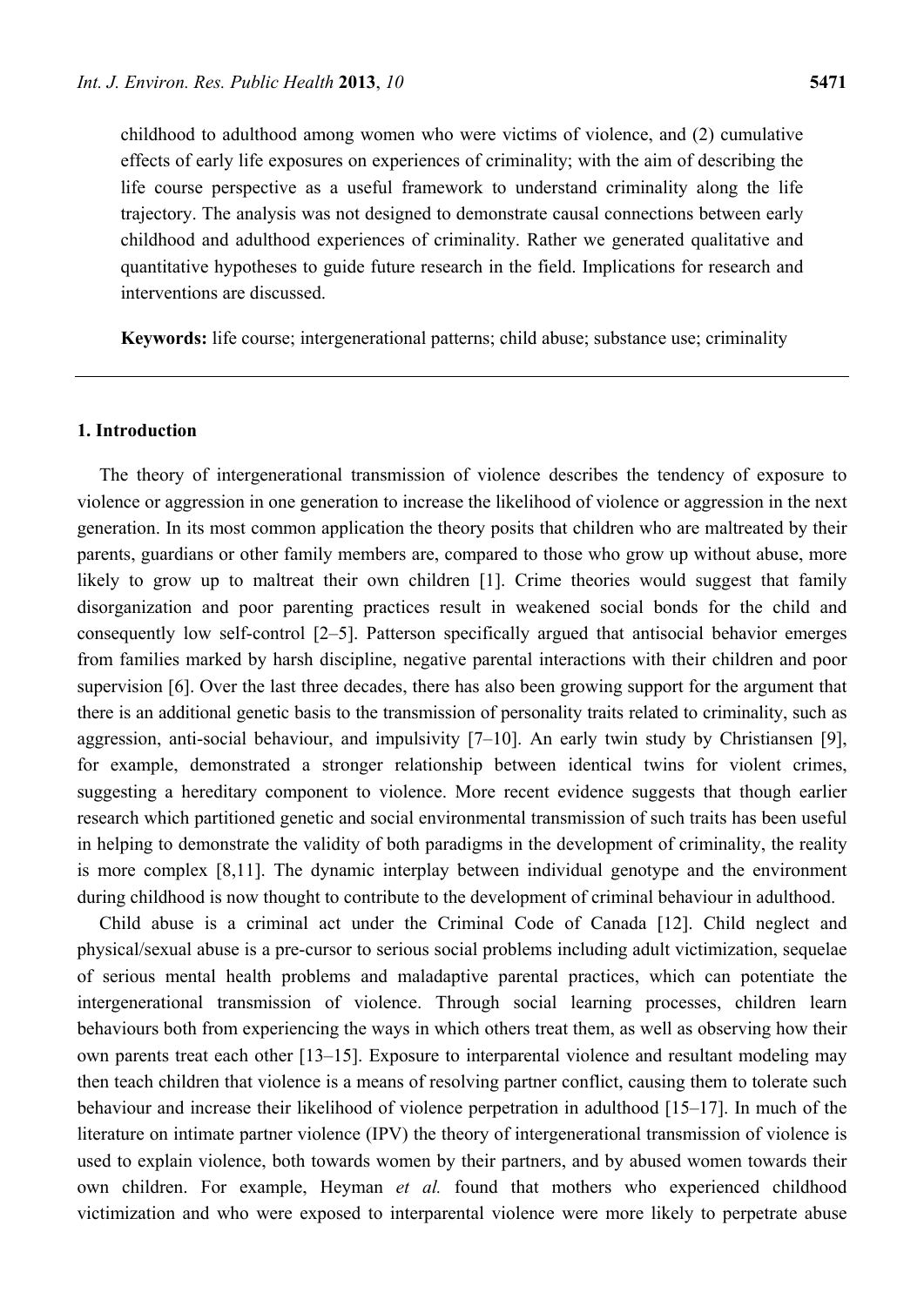childhood to adulthood among women who were victims of violence, and (2) cumulative effects of early life exposures on experiences of criminality; with the aim of describing the life course perspective as a useful framework to understand criminality along the life trajectory. The analysis was not designed to demonstrate causal connections between early childhood and adulthood experiences of criminality. Rather we generated qualitative and quantitative hypotheses to guide future research in the field. Implications for research and interventions are discussed.

**Keywords:** life course; intergenerational patterns; child abuse; substance use; criminality

## 1. Introduction

The theory of intergenerational transmission of violence describes the tendency of exposure to violence or aggression in one generation to increase the likelihood of violence or aggression in the next generation. In its most common application the theory posits that children who are maltreated by their parents, guardians or other family members are, compared to those who grow up without abuse, more likely to grow up to maltreat their own children [1]. Crime theories would suggest that family disorganization and poor parenting practices result in weakened social bonds for the child and consequently low self-control [2–5]. Patterson specifically argued that antisocial behavior emerges from families marked by harsh discipline, negative parental interactions with their children and poor supervision [6]. Over the last three decades, there has also been growing support for the argument that there is an additional genetic basis to the transmission of personality traits related to criminality, such as aggression, anti-social behaviour, and impulsivity [7–10]. An early twin study by Christiansen [9], for example, demonstrated a stronger relationship between identical twins for violent crimes, suggesting a hereditary component to violence. More recent evidence suggests that though earlier research which partitioned genetic and social environmental transmission of such traits has been useful in helping to demonstrate the validity of both paradigms in the development of criminality, the reality is more complex [8,11]. The dynamic interplay between individual genotype and the environment during childhood is now thought to contribute to the development of criminal behaviour in adulthood.

Child abuse is a criminal act under the Criminal Code of Canada [12]. Child neglect and physical/sexual abuse is a pre-cursor to serious social problems including adult victimization, sequelae of serious mental health problems and maladaptive parental practices, which can potentiate the intergenerational transmission of violence. Through social learning processes, children learn behaviours both from experiencing the ways in which others treat them, as well as observing how their own parents treat each other [13–15]. Exposure to interparental violence and resultant modeling may then teach children that violence is a means of resolving partner conflict, causing them to tolerate such behaviour and increase their likelihood of violence perpetration in adulthood [15–17]. In much of the literature on intimate partner violence (IPV) the theory of intergenerational transmission of violence is used to explain violence, both towards women by their partners, and by abused women towards their own children. For example, Heyman *et al.* found that mothers who experienced childhood victimization and who were exposed to interparental violence were more likely to perpetrate abuse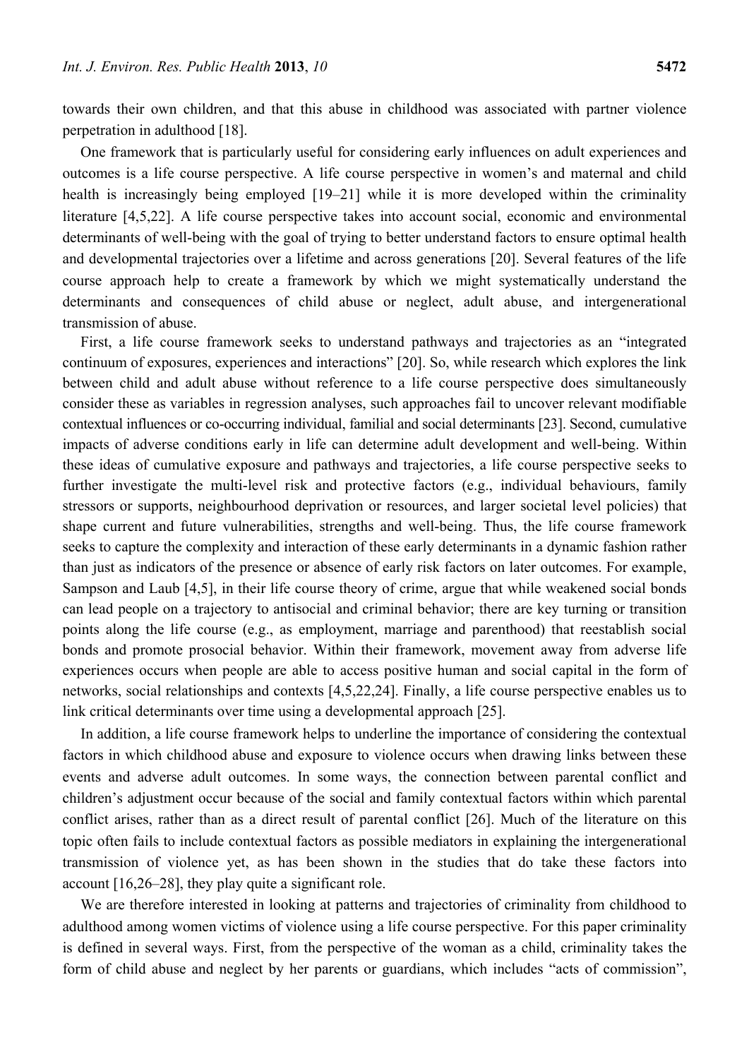towards their own children, and that this abuse in childhood was associated with partner violence perpetration in adulthood [18].

One framework that is particularly useful for considering early influences on adult experiences and outcomes is a life course perspective. A life course perspective in women's and maternal and child health is increasingly being employed [19–21] while it is more developed within the criminality literature [4,5,22]. A life course perspective takes into account social, economic and environmental determinants of well-being with the goal of trying to better understand factors to ensure optimal health and developmental trajectories over a lifetime and across generations [20]. Several features of the life course approach help to create a framework by which we might systematically understand the determinants and consequences of child abuse or neglect, adult abuse, and intergenerational transmission of abuse.

First, a life course framework seeks to understand pathways and trajectories as an "integrated continuum of exposures, experiences and interactions" [20]. So, while research which explores the link between child and adult abuse without reference to a life course perspective does simultaneously consider these as variables in regression analyses, such approaches fail to uncover relevant modifiable contextual influences or co-occurring individual, familial and social determinants [23]. Second, cumulative impacts of adverse conditions early in life can determine adult development and well-being. Within these ideas of cumulative exposure and pathways and trajectories, a life course perspective seeks to further investigate the multi-level risk and protective factors (e.g., individual behaviours, family stressors or supports, neighbourhood deprivation or resources, and larger societal level policies) that shape current and future vulnerabilities, strengths and well-being. Thus, the life course framework seeks to capture the complexity and interaction of these early determinants in a dynamic fashion rather than just as indicators of the presence or absence of early risk factors on later outcomes. For example, Sampson and Laub [4,5], in their life course theory of crime, argue that while weakened social bonds can lead people on a trajectory to antisocial and criminal behavior; there are key turning or transition points along the life course (e.g., as employment, marriage and parenthood) that reestablish social bonds and promote prosocial behavior. Within their framework, movement away from adverse life experiences occurs when people are able to access positive human and social capital in the form of networks, social relationships and contexts [4,5,22,24]. Finally, a life course perspective enables us to link critical determinants over time using a developmental approach [25].

In addition, a life course framework helps to underline the importance of considering the contextual factors in which childhood abuse and exposure to violence occurs when drawing links between these events and adverse adult outcomes. In some ways, the connection between parental conflict and children's adjustment occur because of the social and family contextual factors within which parental conflict arises, rather than as a direct result of parental conflict [26]. Much of the literature on this topic often fails to include contextual factors as possible mediators in explaining the intergenerational transmission of violence yet, as has been shown in the studies that do take these factors into account [16,26–28], they play quite a significant role.

We are therefore interested in looking at patterns and trajectories of criminality from childhood to adulthood among women victims of violence using a life course perspective. For this paper criminality is defined in several ways. First, from the perspective of the woman as a child, criminality takes the form of child abuse and neglect by her parents or guardians, which includes "acts of commission",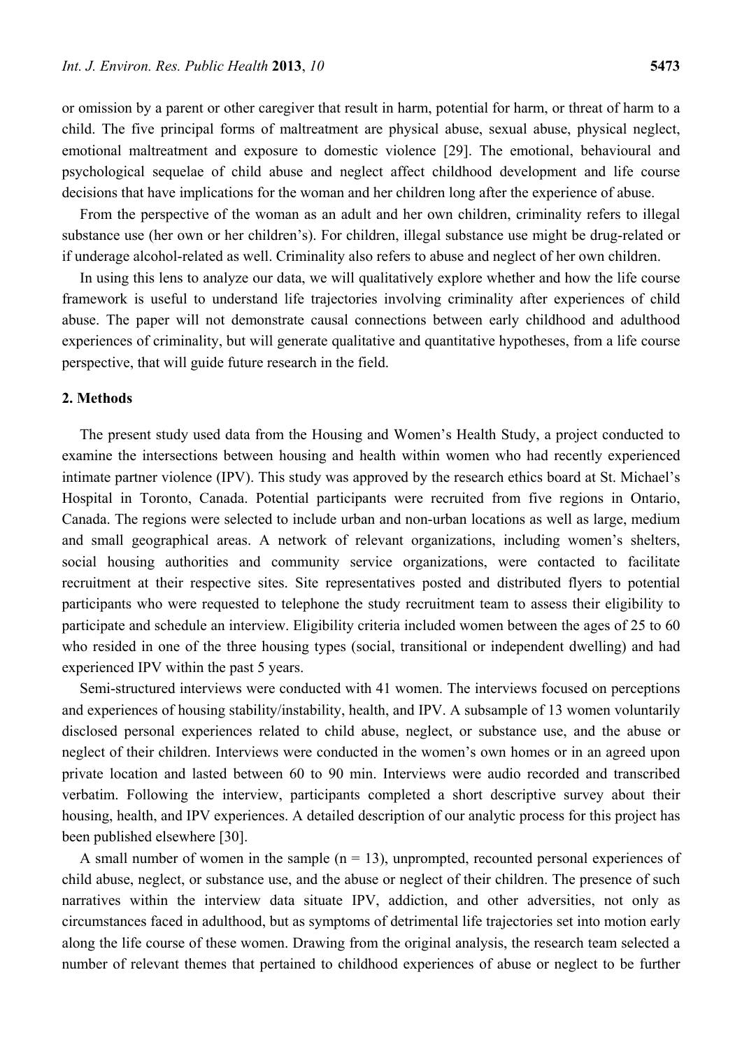or omission by a parent or other caregiver that result in harm, potential for harm, or threat of harm to a child. The five principal forms of maltreatment are physical abuse, sexual abuse, physical neglect, emotional maltreatment and exposure to domestic violence [29]. The emotional, behavioural and psychological sequelae of child abuse and neglect affect childhood development and life course decisions that have implications for the woman and her children long after the experience of abuse.

From the perspective of the woman as an adult and her own children, criminality refers to illegal substance use (her own or her children's). For children, illegal substance use might be drug-related or if underage alcohol-related as well. Criminality also refers to abuse and neglect of her own children.

In using this lens to analyze our data, we will qualitatively explore whether and how the life course framework is useful to understand life trajectories involving criminality after experiences of child abuse. The paper will not demonstrate causal connections between early childhood and adulthood experiences of criminality, but will generate qualitative and quantitative hypotheses, from a life course perspective, that will guide future research in the field.

## 2. Methods

The present study used data from the Housing and Women's Health Study, a project conducted to examine the intersections between housing and health within women who had recently experienced intimate partner violence (IPV). This study was approved by the research ethics board at St. Michael's Hospital in Toronto, Canada. Potential participants were recruited from five regions in Ontario, Canada. The regions were selected to include urban and non-urban locations as well as large, medium and small geographical areas. A network of relevant organizations, including women's shelters, social housing authorities and community service organizations, were contacted to facilitate recruitment at their respective sites. Site representatives posted and distributed flyers to potential participants who were requested to telephone the study recruitment team to assess their eligibility to participate and schedule an interview. Eligibility criteria included women between the ages of 25 to 60 who resided in one of the three housing types (social, transitional or independent dwelling) and had experienced IPV within the past 5 years.

Semi-structured interviews were conducted with 41 women. The interviews focused on perceptions and experiences of housing stability/instability, health, and IPV. A subsample of 13 women voluntarily disclosed personal experiences related to child abuse, neglect, or substance use, and the abuse or neglect of their children. Interviews were conducted in the women's own homes or in an agreed upon private location and lasted between 60 to 90 min. Interviews were audio recorded and transcribed verbatim. Following the interview, participants completed a short descriptive survey about their housing, health, and IPV experiences. A detailed description of our analytic process for this project has been published elsewhere [30].

A small number of women in the sample (n = 13), unprompted, recounted personal experiences of child abuse, neglect, or substance use, and the abuse or neglect of their children. The presence of such narratives within the interview data situate IPV, addiction, and other adversities, not only as circumstances faced in adulthood, but as symptoms of detrimental life trajectories set into motion early along the life course of these women. Drawing from the original analysis, the research team selected a number of relevant themes that pertained to childhood experiences of abuse or neglect to be further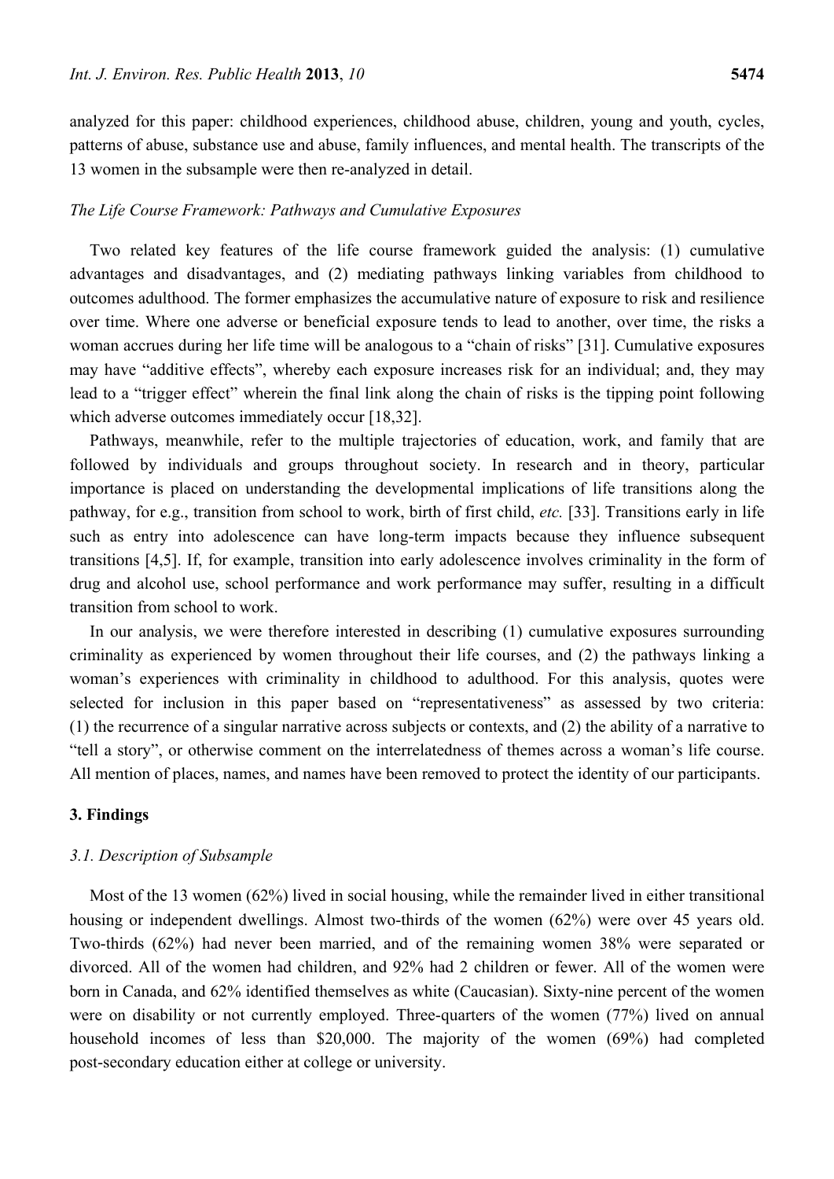analyzed for this paper: childhood experiences, childhood abuse, children, young and youth, cycles, patterns of abuse, substance use and abuse, family influences, and mental health. The transcripts of the 13 women in the subsample were then re-analyzed in detail.

### *The Life Course Framework: Pathways and Cumulative Exposures*

Two related key features of the life course framework guided the analysis: (1) cumulative advantages and disadvantages, and (2) mediating pathways linking variables from childhood to outcomes adulthood. The former emphasizes the accumulative nature of exposure to risk and resilience over time. Where one adverse or beneficial exposure tends to lead to another, over time, the risks a woman accrues during her life time will be analogous to a "chain of risks" [31]. Cumulative exposures may have "additive effects", whereby each exposure increases risk for an individual; and, they may lead to a "trigger effect" wherein the final link along the chain of risks is the tipping point following which adverse outcomes immediately occur [18,32].

Pathways, meanwhile, refer to the multiple trajectories of education, work, and family that are followed by individuals and groups throughout society. In research and in theory, particular importance is placed on understanding the developmental implications of life transitions along the pathway, for e.g., transition from school to work, birth of first child, *etc.* [33]. Transitions early in life such as entry into adolescence can have long-term impacts because they influence subsequent transitions [4,5]. If, for example, transition into early adolescence involves criminality in the form of drug and alcohol use, school performance and work performance may suffer, resulting in a difficult transition from school to work.

In our analysis, we were therefore interested in describing (1) cumulative exposures surrounding criminality as experienced by women throughout their life courses, and (2) the pathways linking a woman's experiences with criminality in childhood to adulthood. For this analysis, quotes were selected for inclusion in this paper based on "representativeness" as assessed by two criteria: (1) the recurrence of a singular narrative across subjects or contexts, and (2) the ability of a narrative to "tell a story", or otherwise comment on the interrelatedness of themes across a woman's life course. All mention of places, names, and names have been removed to protect the identity of our participants.

## 3. Findings

### *3.1. Description of Subsample*

Most of the 13 women (62%) lived in social housing, while the remainder lived in either transitional housing or independent dwellings. Almost two-thirds of the women (62%) were over 45 years old. Two-thirds (62%) had never been married, and of the remaining women 38% were separated or divorced. All of the women had children, and 92% had 2 children or fewer. All of the women were born in Canada, and 62% identified themselves as white (Caucasian). Sixty-nine percent of the women were on disability or not currently employed. Three-quarters of the women (77%) lived on annual household incomes of less than $20,000. The majority of the women (69%) had completed post-secondary education either at college or university.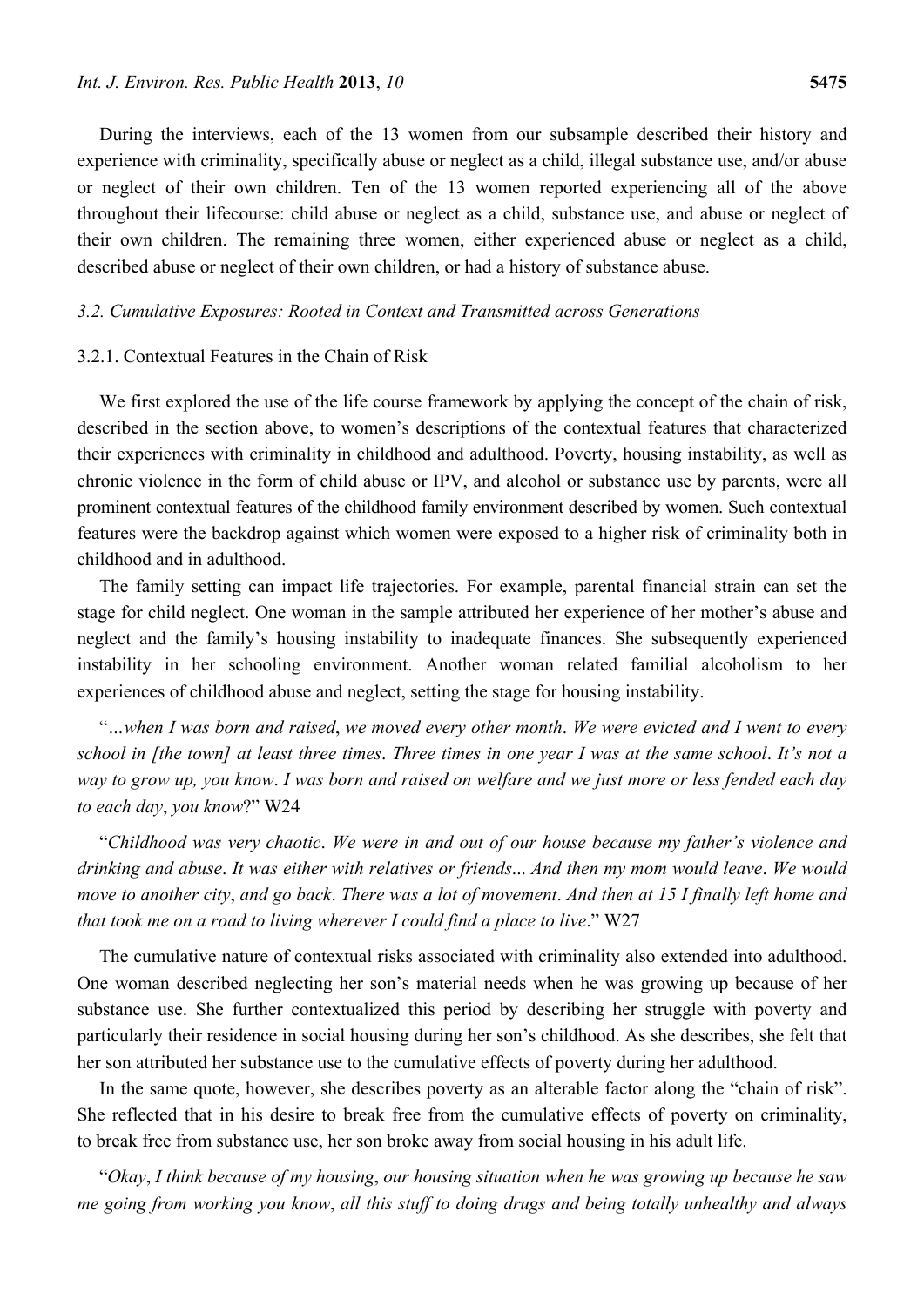During the interviews, each of the 13 women from our subsample described their history and experience with criminality, specifically abuse or neglect as a child, illegal substance use, and/or abuse or neglect of their own children. Ten of the 13 women reported experiencing all of the above throughout their lifecourse: child abuse or neglect as a child, substance use, and abuse or neglect of their own children. The remaining three women, either experienced abuse or neglect as a child, described abuse or neglect of their own children, or had a history of substance abuse.

### *3.2. Cumulative Exposures: Rooted in Context and Transmitted across Generations*

#### 3.2.1. Contextual Features in the Chain of Risk

We first explored the use of the life course framework by applying the concept of the chain of risk, described in the section above, to women's descriptions of the contextual features that characterized their experiences with criminality in childhood and adulthood. Poverty, housing instability, as well as chronic violence in the form of child abuse or IPV, and alcohol or substance use by parents, were all prominent contextual features of the childhood family environment described by women. Such contextual features were the backdrop against which women were exposed to a higher risk of criminality both in childhood and in adulthood.

The family setting can impact life trajectories. For example, parental financial strain can set the stage for child neglect. One woman in the sample attributed her experience of her mother's abuse and neglect and the family's housing instability to inadequate finances. She subsequently experienced instability in her schooling environment. Another woman related familial alcoholism to her experiences of childhood abuse and neglect, setting the stage for housing instability.

"*…when I was born and raised*, *we moved every other month*. *We were evicted and I went to every school in [the town] at least three times*. *Three times in one year I was at the same school*. *It's not a way to grow up, you know*. *I was born and raised on welfare and we just more or less fended each day to each day*, *you know*?" W24

"*Childhood was very chaotic*. *We were in and out of our house because my father's violence and drinking and abuse*. *It was either with relatives or friends*... *And then my mom would leave*. *We would move to another city*, *and go back*. *There was a lot of movement*. *And then at 15 I finally left home and that took me on a road to living wherever I could find a place to live*." W27

The cumulative nature of contextual risks associated with criminality also extended into adulthood. One woman described neglecting her son's material needs when he was growing up because of her substance use. She further contextualized this period by describing her struggle with poverty and particularly their residence in social housing during her son's childhood. As she describes, she felt that her son attributed her substance use to the cumulative effects of poverty during her adulthood.

In the same quote, however, she describes poverty as an alterable factor along the "chain of risk". She reflected that in his desire to break free from the cumulative effects of poverty on criminality, to break free from substance use, her son broke away from social housing in his adult life.

"*Okay*, *I think because of my housing*, *our housing situation when he was growing up because he saw me going from working you know*, *all this stuff to doing drugs and being totally unhealthy and always*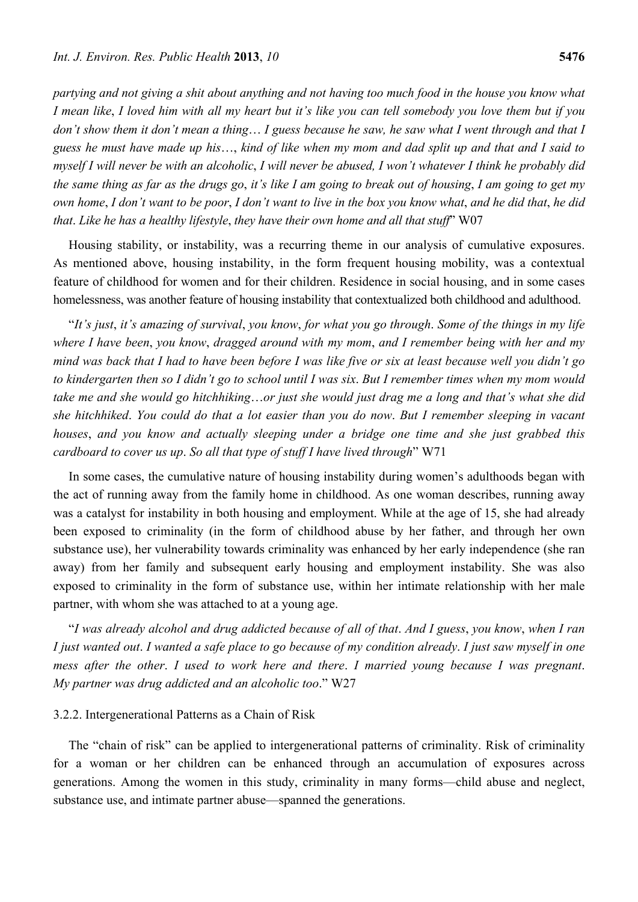*partying and not giving a shit about anything and not having too much food in the house you know what I mean like, I loved him with all my heart but it's like you can tell somebody you love them but if you don't show them it don't mean a thing… I guess because he saw, he saw what I went through and that I guess he must have made up his…, kind of like when my mom and dad split up and that and I said to myself I will never be with an alcoholic, I will never be abused, I won't whatever I think he probably did the same thing as far as the drugs go, it's like I am going to break out of housing, I am going to get my own home, I don't want to be poor, I don't want to live in the box you know what, and he did that, he did that. Like he has a healthy lifestyle, they have their own home and all that stuff*" W07

Housing stability, or instability, was a recurring theme in our analysis of cumulative exposures. As mentioned above, housing instability, in the form frequent housing mobility, was a contextual feature of childhood for women and for their children. Residence in social housing, and in some cases homelessness, was another feature of housing instability that contextualized both childhood and adulthood.

"*It's just, it's amazing of survival, you know, for what you go through. Some of the things in my life where I have been, you know, dragged around with my mom, and I remember being with her and my mind was back that I had to have been before I was like five or six at least because well you didn't go to kindergarten then so I didn't go to school until I was six. But I remember times when my mom would take me and she would go hitchhiking…or just she would just drag me a long and that's what she did she hitchhiked. You could do that a lot easier than you do now. But I remember sleeping in vacant houses, and you know and actually sleeping under a bridge one time and she just grabbed this cardboard to cover us up. So all that type of stuff I have lived through*" W71

In some cases, the cumulative nature of housing instability during women's adulthoods began with the act of running away from the family home in childhood. As one woman describes, running away was a catalyst for instability in both housing and employment. While at the age of 15, she had already been exposed to criminality (in the form of childhood abuse by her father, and through her own substance use), her vulnerability towards criminality was enhanced by her early independence (she ran away) from her family and subsequent early housing and employment instability. She was also exposed to criminality in the form of substance use, within her intimate relationship with her male partner, with whom she was attached to at a young age.

"*I was already alcohol and drug addicted because of all of that. And I guess, you know, when I ran I just wanted out. I wanted a safe place to go because of my condition already. I just saw myself in one mess after the other. I used to work here and there. I married young because I was pregnant. My partner was drug addicted and an alcoholic too.*" W27

#### 3.2.2. Intergenerational Patterns as a Chain of Risk

The "chain of risk" can be applied to intergenerational patterns of criminality. Risk of criminality for a woman or her children can be enhanced through an accumulation of exposures across generations. Among the women in this study, criminality in many forms—child abuse and neglect, substance use, and intimate partner abuse—spanned the generations.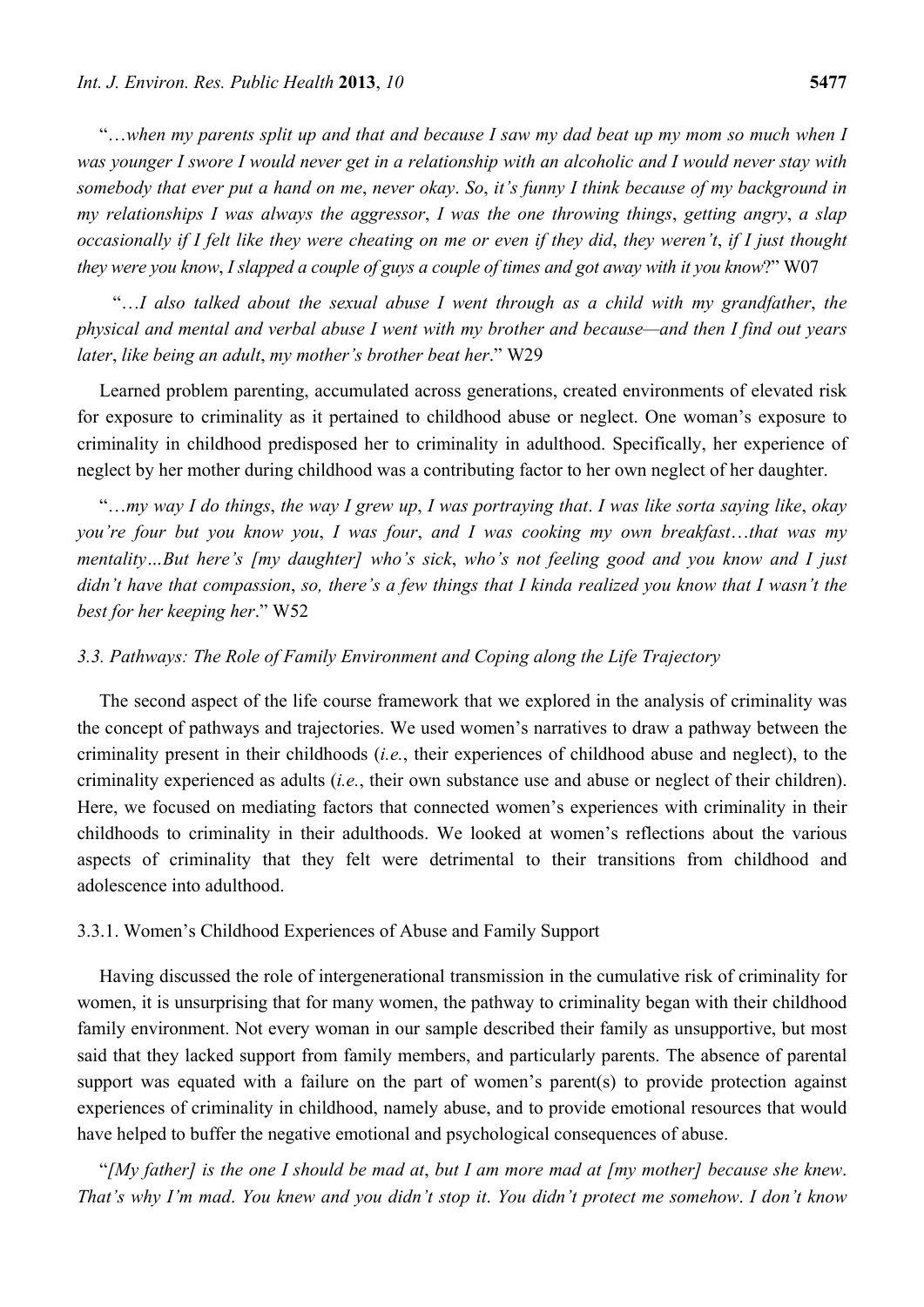"*…when my parents split up and that and because I saw my dad beat up my mom so much when I was younger I swore I would never get in a relationship with an alcoholic and I would never stay with somebody that ever put a hand on me, never okay. So, it's funny I think because of my background in my relationships I was always the aggressor, I was the one throwing things, getting angry, a slap occasionally if I felt like they were cheating on me or even if they did, they weren't, if I just thought they were you know, I slapped a couple of guys a couple of times and got away with it you know*?" W07

"*…I also talked about the sexual abuse I went through as a child with my grandfather, the physical and mental and verbal abuse I went with my brother and because—and then I find out years later, like being an adult, my mother's brother beat her*." W29

Learned problem parenting, accumulated across generations, created environments of elevated risk for exposure to criminality as it pertained to childhood abuse or neglect. One woman's exposure to criminality in childhood predisposed her to criminality in adulthood. Specifically, her experience of neglect by her mother during childhood was a contributing factor to her own neglect of her daughter.

"*…my way I do things, the way I grew up, I was portraying that. I was like sorta saying like, okay you're four but you know you, I was four, and I was cooking my own breakfast…that was my mentality…But here's [my daughter] who's sick, who's not feeling good and you know and I just didn't have that compassion, so, there's a few things that I kinda realized you know that I wasn't the best for her keeping her*." W52

### *3.3. Pathways: The Role of Family Environment and Coping along the Life Trajectory*

The second aspect of the life course framework that we explored in the analysis of criminality was the concept of pathways and trajectories. We used women's narratives to draw a pathway between the criminality present in their childhoods (*i.e.*, their experiences of childhood abuse and neglect), to the criminality experienced as adults (*i.e.*, their own substance use and abuse or neglect of their children). Here, we focused on mediating factors that connected women's experiences with criminality in their childhoods to criminality in their adulthoods. We looked at women's reflections about the various aspects of criminality that they felt were detrimental to their transitions from childhood and adolescence into adulthood.

#### 3.3.1. Women's Childhood Experiences of Abuse and Family Support

Having discussed the role of intergenerational transmission in the cumulative risk of criminality for women, it is unsurprising that for many women, the pathway to criminality began with their childhood family environment. Not every woman in our sample described their family as unsupportive, but most said that they lacked support from family members, and particularly parents. The absence of parental support was equated with a failure on the part of women's parent(s) to provide protection against experiences of criminality in childhood, namely abuse, and to provide emotional resources that would have helped to buffer the negative emotional and psychological consequences of abuse.

"*[My father] is the one I should be mad at, but I am more mad at [my mother] because she knew. That's why I'm mad. You knew and you didn't stop it. You didn't protect me somehow. I don't know*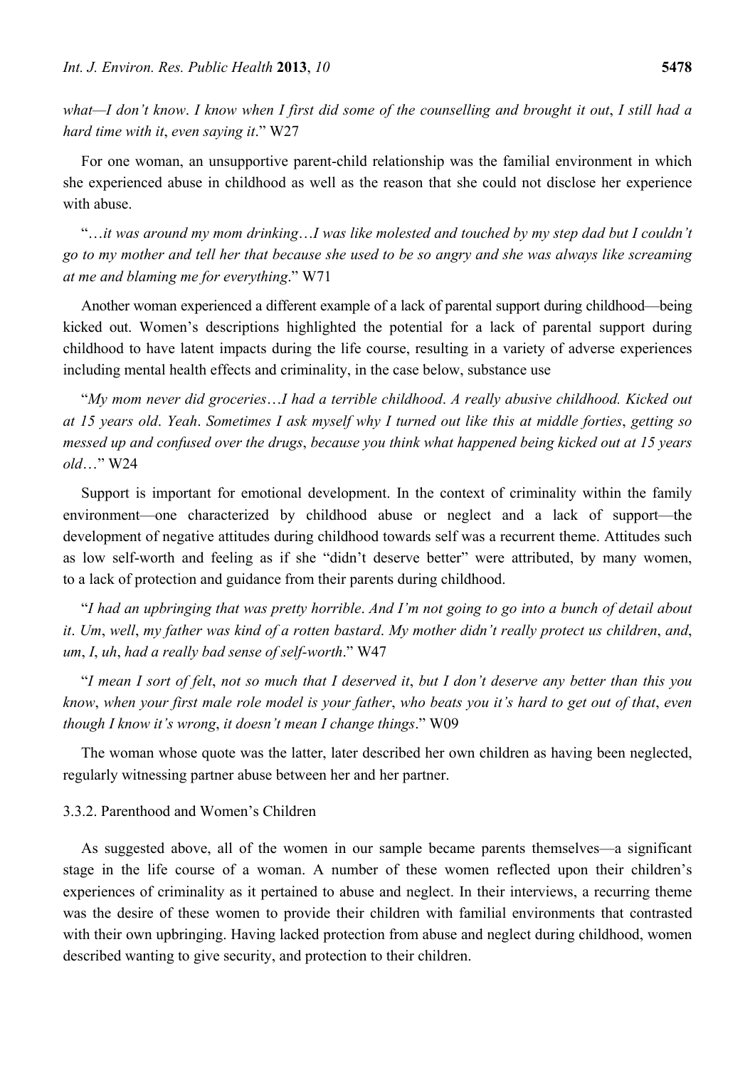*what—I don't know*. *I know when I first did some of the counselling and brought it out*, *I still had a hard time with it*, *even saying it*." W27

For one woman, an unsupportive parent-child relationship was the familial environment in which she experienced abuse in childhood as well as the reason that she could not disclose her experience with abuse.

"…*it was around my mom drinking*…*I was like molested and touched by my step dad but I couldn't go to my mother and tell her that because she used to be so angry and she was always like screaming at me and blaming me for everything*." W71

Another woman experienced a different example of a lack of parental support during childhood—being kicked out. Women's descriptions highlighted the potential for a lack of parental support during childhood to have latent impacts during the life course, resulting in a variety of adverse experiences including mental health effects and criminality, in the case below, substance use

"*My mom never did groceries*…*I had a terrible childhood*. *A really abusive childhood. Kicked out at 15 years old*. *Yeah*. *Sometimes I ask myself why I turned out like this at middle forties*, *getting so messed up and confused over the drugs*, *because you think what happened being kicked out at 15 years old*…" W24

Support is important for emotional development. In the context of criminality within the family environment—one characterized by childhood abuse or neglect and a lack of support—the development of negative attitudes during childhood towards self was a recurrent theme. Attitudes such as low self-worth and feeling as if she "didn't deserve better" were attributed, by many women, to a lack of protection and guidance from their parents during childhood.

"*I had an upbringing that was pretty horrible*. *And I'm not going to go into a bunch of detail about it*. *Um*, *well*, *my father was kind of a rotten bastard*. *My mother didn't really protect us children*, *and*, *um*, *I*, *uh*, *had a really bad sense of self-worth*." W47

"*I mean I sort of felt*, *not so much that I deserved it*, *but I don't deserve any better than this you know*, *when your first male role model is your father*, *who beats you it's hard to get out of that*, *even though I know it's wrong*, *it doesn't mean I change things*." W09

The woman whose quote was the latter, later described her own children as having been neglected, regularly witnessing partner abuse between her and her partner.

### 3.3.2. Parenthood and Women's Children

As suggested above, all of the women in our sample became parents themselves—a significant stage in the life course of a woman. A number of these women reflected upon their children's experiences of criminality as it pertained to abuse and neglect. In their interviews, a recurring theme was the desire of these women to provide their children with familial environments that contrasted with their own upbringing. Having lacked protection from abuse and neglect during childhood, women described wanting to give security, and protection to their children.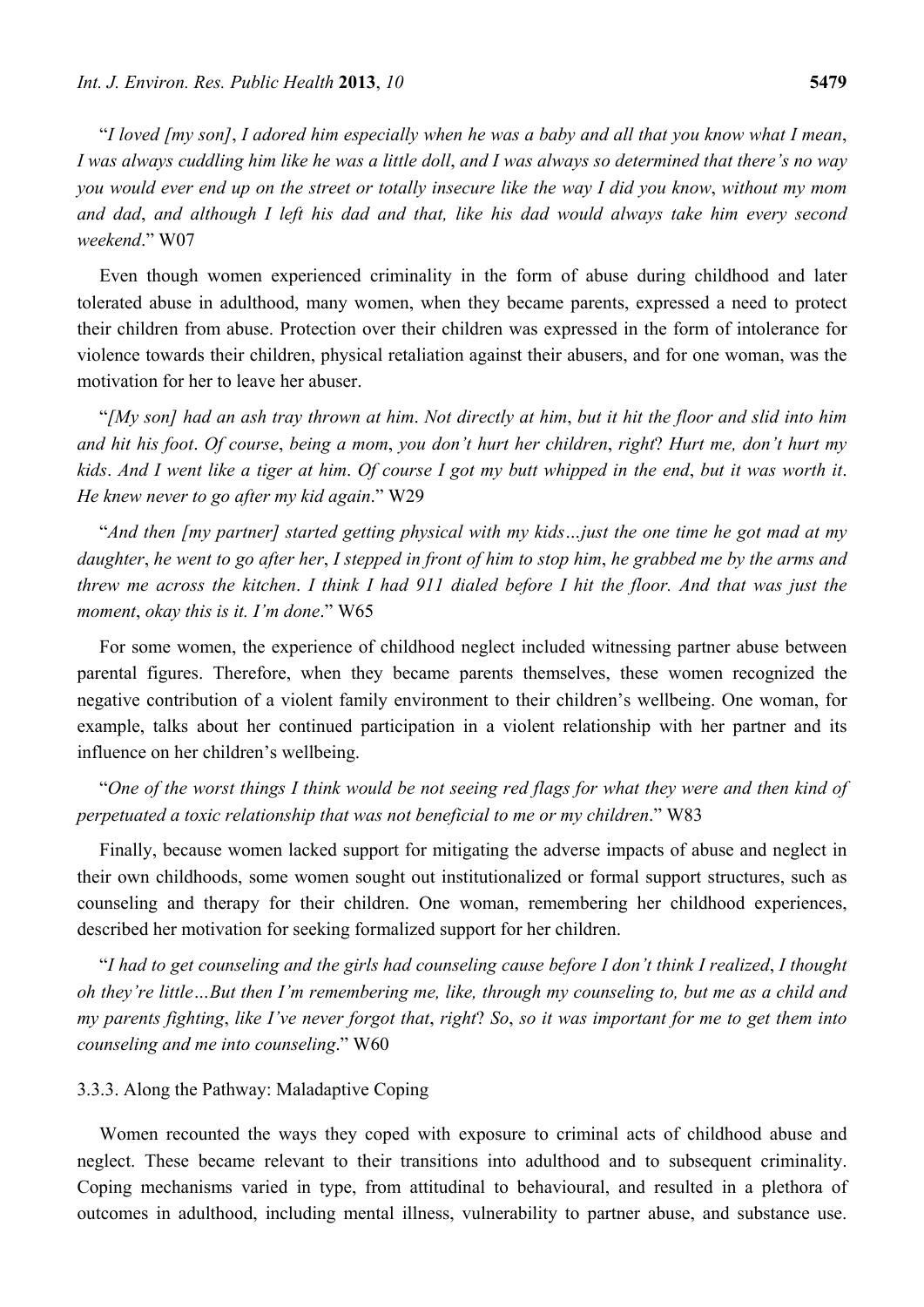"*I loved [my son]*, *I adored him especially when he was a baby and all that you know what I mean*, *I was always cuddling him like he was a little doll*, *and I was always so determined that there's no way you would ever end up on the street or totally insecure like the way I did you know*, *without my mom and dad*, *and although I left his dad and that, like his dad would always take him every second weekend*." W07

Even though women experienced criminality in the form of abuse during childhood and later tolerated abuse in adulthood, many women, when they became parents, expressed a need to protect their children from abuse. Protection over their children was expressed in the form of intolerance for violence towards their children, physical retaliation against their abusers, and for one woman, was the motivation for her to leave her abuser.

"*[My son] had an ash tray thrown at him*. *Not directly at him*, *but it hit the floor and slid into him and hit his foot*. *Of course*, *being a mom*, *you don't hurt her children*, *right*? *Hurt me, don't hurt my kids*. *And I went like a tiger at him*. *Of course I got my butt whipped in the end*, *but it was worth it*. *He knew never to go after my kid again*." W29

"*And then [my partner] started getting physical with my kids…just the one time he got mad at my daughter*, *he went to go after her*, *I stepped in front of him to stop him*, *he grabbed me by the arms and threw me across the kitchen*. *I think I had 911 dialed before I hit the floor. And that was just the moment*, *okay this is it. I'm done*." W65

For some women, the experience of childhood neglect included witnessing partner abuse between parental figures. Therefore, when they became parents themselves, these women recognized the negative contribution of a violent family environment to their children's wellbeing. One woman, for example, talks about her continued participation in a violent relationship with her partner and its influence on her children's wellbeing.

"*One of the worst things I think would be not seeing red flags for what they were and then kind of perpetuated a toxic relationship that was not beneficial to me or my children*." W83

Finally, because women lacked support for mitigating the adverse impacts of abuse and neglect in their own childhoods, some women sought out institutionalized or formal support structures, such as counseling and therapy for their children. One woman, remembering her childhood experiences, described her motivation for seeking formalized support for her children.

"*I had to get counseling and the girls had counseling cause before I don't think I realized*, *I thought oh they're little…But then I'm remembering me, like, through my counseling to, but me as a child and my parents fighting*, *like I've never forgot that*, *right*? *So*, *so it was important for me to get them into counseling and me into counseling*." W60

#### 3.3.3. Along the Pathway: Maladaptive Coping

Women recounted the ways they coped with exposure to criminal acts of childhood abuse and neglect. These became relevant to their transitions into adulthood and to subsequent criminality. Coping mechanisms varied in type, from attitudinal to behavioural, and resulted in a plethora of outcomes in adulthood, including mental illness, vulnerability to partner abuse, and substance use.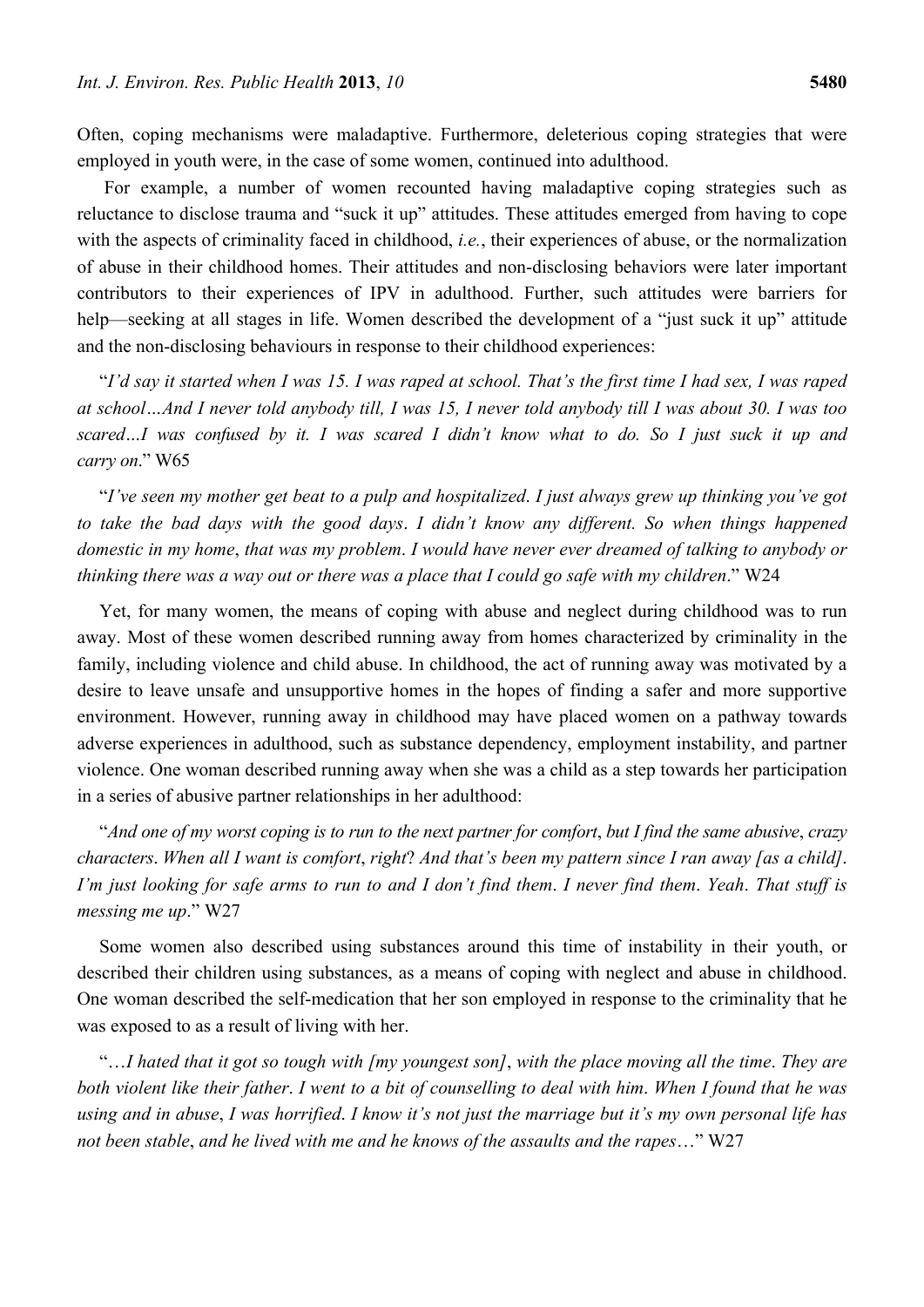Often, coping mechanisms were maladaptive. Furthermore, deleterious coping strategies that were employed in youth were, in the case of some women, continued into adulthood.

For example, a number of women recounted having maladaptive coping strategies such as reluctance to disclose trauma and "suck it up" attitudes. These attitudes emerged from having to cope with the aspects of criminality faced in childhood, *i.e.*, their experiences of abuse, or the normalization of abuse in their childhood homes. Their attitudes and non-disclosing behaviors were later important contributors to their experiences of IPV in adulthood. Further, such attitudes were barriers for help—seeking at all stages in life. Women described the development of a "just suck it up" attitude and the non-disclosing behaviours in response to their childhood experiences:

"*I'd say it started when I was 15. I was raped at school. That's the first time I had sex, I was raped at school…And I never told anybody till, I was 15, I never told anybody till I was about 30. I was too scared…I was confused by it. I was scared I didn't know what to do. So I just suck it up and carry on*." W65

"*I've seen my mother get beat to a pulp and hospitalized. I just always grew up thinking you've got to take the bad days with the good days. I didn't know any different. So when things happened domestic in my home, that was my problem. I would have never ever dreamed of talking to anybody or thinking there was a way out or there was a place that I could go safe with my children*." W24

Yet, for many women, the means of coping with abuse and neglect during childhood was to run away. Most of these women described running away from homes characterized by criminality in the family, including violence and child abuse. In childhood, the act of running away was motivated by a desire to leave unsafe and unsupportive homes in the hopes of finding a safer and more supportive environment. However, running away in childhood may have placed women on a pathway towards adverse experiences in adulthood, such as substance dependency, employment instability, and partner violence. One woman described running away when she was a child as a step towards her participation in a series of abusive partner relationships in her adulthood:

"*And one of my worst coping is to run to the next partner for comfort, but I find the same abusive, crazy characters. When all I want is comfort, right? And that's been my pattern since I ran away [as a child]. I'm just looking for safe arms to run to and I don't find them. I never find them. Yeah. That stuff is messing me up*." W27

Some women also described using substances around this time of instability in their youth, or described their children using substances, as a means of coping with neglect and abuse in childhood. One woman described the self-medication that her son employed in response to the criminality that he was exposed to as a result of living with her.

"*…I hated that it got so tough with [my youngest son], with the place moving all the time. They are both violent like their father. I went to a bit of counselling to deal with him. When I found that he was using and in abuse, I was horrified. I know it's not just the marriage but it's my own personal life has not been stable, and he lived with me and he knows of the assaults and the rapes*…" W27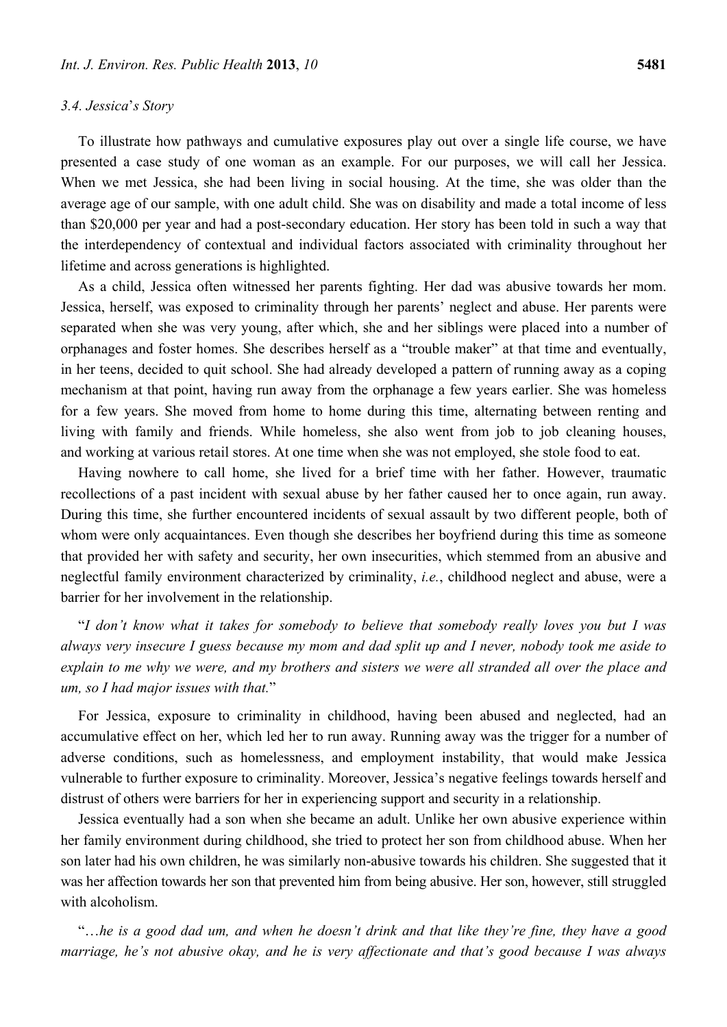### 3.4. Jessica's Story

To illustrate how pathways and cumulative exposures play out over a single life course, we have presented a case study of one woman as an example. For our purposes, we will call her Jessica. When we met Jessica, she had been living in social housing. At the time, she was older than the average age of our sample, with one adult child. She was on disability and made a total income of less than $20,000 per year and had a post-secondary education. Her story has been told in such a way that the interdependency of contextual and individual factors associated with criminality throughout her lifetime and across generations is highlighted.

As a child, Jessica often witnessed her parents fighting. Her dad was abusive towards her mom. Jessica, herself, was exposed to criminality through her parents' neglect and abuse. Her parents were separated when she was very young, after which, she and her siblings were placed into a number of orphanages and foster homes. She describes herself as a "trouble maker" at that time and eventually, in her teens, decided to quit school. She had already developed a pattern of running away as a coping mechanism at that point, having run away from the orphanage a few years earlier. She was homeless for a few years. She moved from home to home during this time, alternating between renting and living with family and friends. While homeless, she also went from job to job cleaning houses, and working at various retail stores. At one time when she was not employed, she stole food to eat.

Having nowhere to call home, she lived for a brief time with her father. However, traumatic recollections of a past incident with sexual abuse by her father caused her to once again, run away. During this time, she further encountered incidents of sexual assault by two different people, both of whom were only acquaintances. Even though she describes her boyfriend during this time as someone that provided her with safety and security, her own insecurities, which stemmed from an abusive and neglectful family environment characterized by criminality, *i.e.*, childhood neglect and abuse, were a barrier for her involvement in the relationship.

"*I don't know what it takes for somebody to believe that somebody really loves you but I was always very insecure I guess because my mom and dad split up and I never, nobody took me aside to explain to me why we were, and my brothers and sisters we were all stranded all over the place and um, so I had major issues with that.*"

For Jessica, exposure to criminality in childhood, having been abused and neglected, had an accumulative effect on her, which led her to run away. Running away was the trigger for a number of adverse conditions, such as homelessness, and employment instability, that would make Jessica vulnerable to further exposure to criminality. Moreover, Jessica's negative feelings towards herself and distrust of others were barriers for her in experiencing support and security in a relationship.

Jessica eventually had a son when she became an adult. Unlike her own abusive experience within her family environment during childhood, she tried to protect her son from childhood abuse. When her son later had his own children, he was similarly non-abusive towards his children. She suggested that it was her affection towards her son that prevented him from being abusive. Her son, however, still struggled with alcoholism.

"*…he is a good dad um, and when he doesn't drink and that like they're fine, they have a good marriage, he's not abusive okay, and he is very affectionate and that's good because I was always*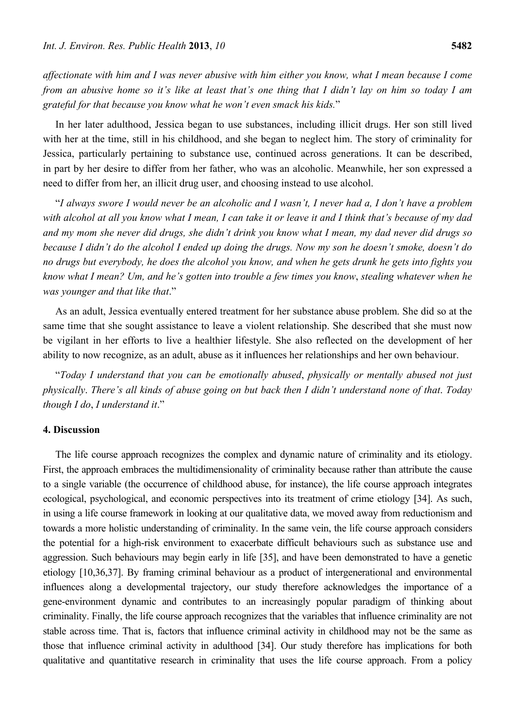*affectionate with him and I was never abusive with him either you know, what I mean because I come from an abusive home so it's like at least that's one thing that I didn't lay on him so today I am grateful for that because you know what he won't even smack his kids.*"

In her later adulthood, Jessica began to use substances, including illicit drugs. Her son still lived with her at the time, still in his childhood, and she began to neglect him. The story of criminality for Jessica, particularly pertaining to substance use, continued across generations. It can be described, in part by her desire to differ from her father, who was an alcoholic. Meanwhile, her son expressed a need to differ from her, an illicit drug user, and choosing instead to use alcohol.

"*I always swore I would never be an alcoholic and I wasn't, I never had a, I don't have a problem with alcohol at all you know what I mean, I can take it or leave it and I think that's because of my dad and my mom she never did drugs, she didn't drink you know what I mean, my dad never did drugs so because I didn't do the alcohol I ended up doing the drugs. Now my son he doesn't smoke, doesn't do no drugs but everybody, he does the alcohol you know, and when he gets drunk he gets into fights you know what I mean? Um, and he's gotten into trouble a few times you know*, *stealing whatever when he was younger and that like that*."

As an adult, Jessica eventually entered treatment for her substance abuse problem. She did so at the same time that she sought assistance to leave a violent relationship. She described that she must now be vigilant in her efforts to live a healthier lifestyle. She also reflected on the development of her ability to now recognize, as an adult, abuse as it influences her relationships and her own behaviour.

"*Today I understand that you can be emotionally abused*, *physically or mentally abused not just physically*. *There's all kinds of abuse going on but back then I didn't understand none of that*. *Today though I do*, *I understand it*."

## 4. Discussion

The life course approach recognizes the complex and dynamic nature of criminality and its etiology. First, the approach embraces the multidimensionality of criminality because rather than attribute the cause to a single variable (the occurrence of childhood abuse, for instance), the life course approach integrates ecological, psychological, and economic perspectives into its treatment of crime etiology [34]. As such, in using a life course framework in looking at our qualitative data, we moved away from reductionism and towards a more holistic understanding of criminality. In the same vein, the life course approach considers the potential for a high-risk environment to exacerbate difficult behaviours such as substance use and aggression. Such behaviours may begin early in life [35], and have been demonstrated to have a genetic etiology [10,36,37]. By framing criminal behaviour as a product of intergenerational and environmental influences along a developmental trajectory, our study therefore acknowledges the importance of a gene-environment dynamic and contributes to an increasingly popular paradigm of thinking about criminality. Finally, the life course approach recognizes that the variables that influence criminality are not stable across time. That is, factors that influence criminal activity in childhood may not be the same as those that influence criminal activity in adulthood [34]. Our study therefore has implications for both qualitative and quantitative research in criminality that uses the life course approach. From a policy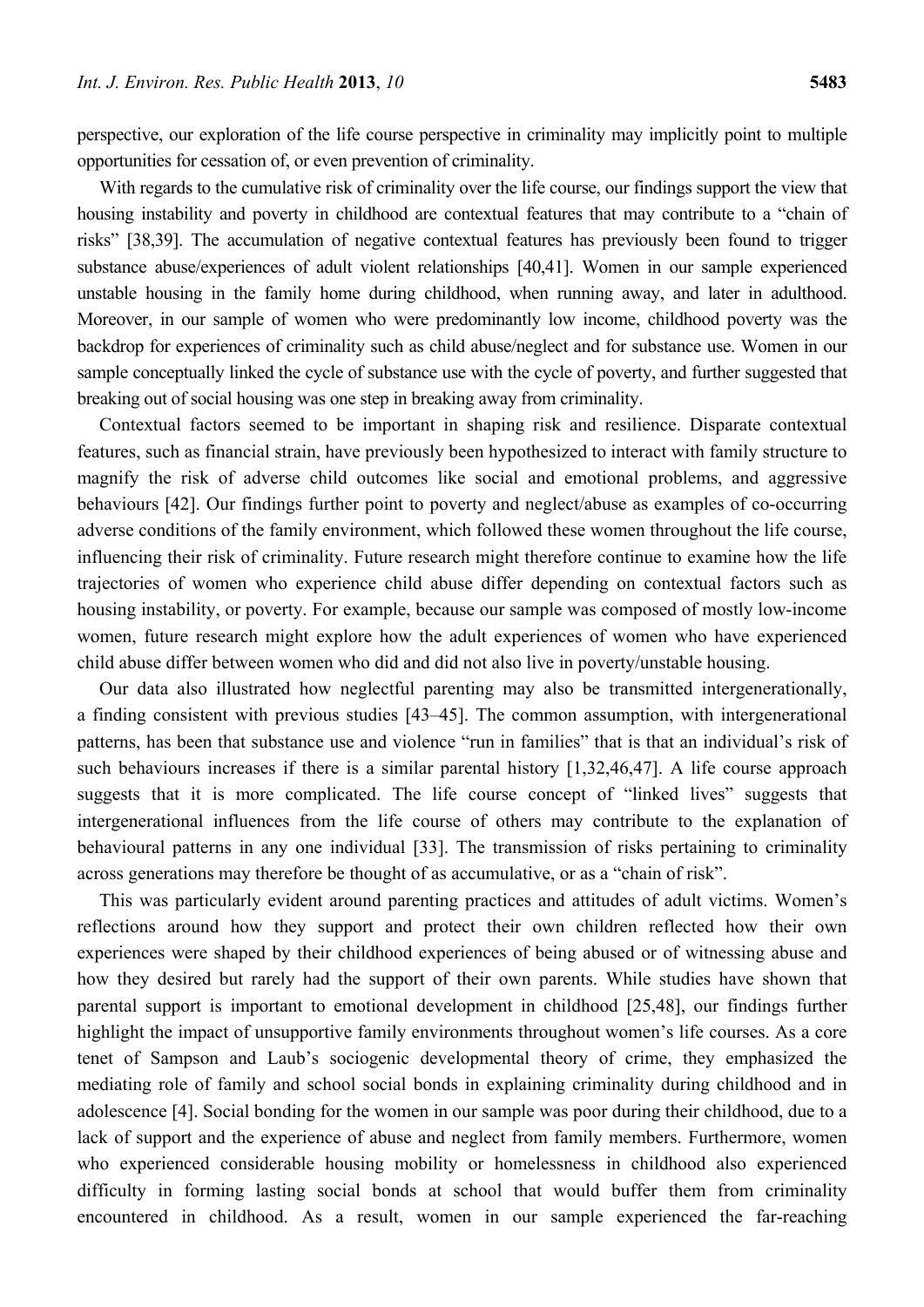perspective, our exploration of the life course perspective in criminality may implicitly point to multiple opportunities for cessation of, or even prevention of criminality.

With regards to the cumulative risk of criminality over the life course, our findings support the view that housing instability and poverty in childhood are contextual features that may contribute to a "chain of risks" [38,39]. The accumulation of negative contextual features has previously been found to trigger substance abuse/experiences of adult violent relationships [40,41]. Women in our sample experienced unstable housing in the family home during childhood, when running away, and later in adulthood. Moreover, in our sample of women who were predominantly low income, childhood poverty was the backdrop for experiences of criminality such as child abuse/neglect and for substance use. Women in our sample conceptually linked the cycle of substance use with the cycle of poverty, and further suggested that breaking out of social housing was one step in breaking away from criminality.

Contextual factors seemed to be important in shaping risk and resilience. Disparate contextual features, such as financial strain, have previously been hypothesized to interact with family structure to magnify the risk of adverse child outcomes like social and emotional problems, and aggressive behaviours [42]. Our findings further point to poverty and neglect/abuse as examples of co-occurring adverse conditions of the family environment, which followed these women throughout the life course, influencing their risk of criminality. Future research might therefore continue to examine how the life trajectories of women who experience child abuse differ depending on contextual factors such as housing instability, or poverty. For example, because our sample was composed of mostly low-income women, future research might explore how the adult experiences of women who have experienced child abuse differ between women who did and did not also live in poverty/unstable housing.

Our data also illustrated how neglectful parenting may also be transmitted intergenerationally, a finding consistent with previous studies [43–45]. The common assumption, with intergenerational patterns, has been that substance use and violence "run in families" that is that an individual's risk of such behaviours increases if there is a similar parental history [1,32,46,47]. A life course approach suggests that it is more complicated. The life course concept of "linked lives" suggests that intergenerational influences from the life course of others may contribute to the explanation of behavioural patterns in any one individual [33]. The transmission of risks pertaining to criminality across generations may therefore be thought of as accumulative, or as a "chain of risk".

This was particularly evident around parenting practices and attitudes of adult victims. Women's reflections around how they support and protect their own children reflected how their own experiences were shaped by their childhood experiences of being abused or of witnessing abuse and how they desired but rarely had the support of their own parents. While studies have shown that parental support is important to emotional development in childhood [25,48], our findings further highlight the impact of unsupportive family environments throughout women's life courses. As a core tenet of Sampson and Laub's sociogenic developmental theory of crime, they emphasized the mediating role of family and school social bonds in explaining criminality during childhood and in adolescence [4]. Social bonding for the women in our sample was poor during their childhood, due to a lack of support and the experience of abuse and neglect from family members. Furthermore, women who experienced considerable housing mobility or homelessness in childhood also experienced difficulty in forming lasting social bonds at school that would buffer them from criminality encountered in childhood. As a result, women in our sample experienced the far-reaching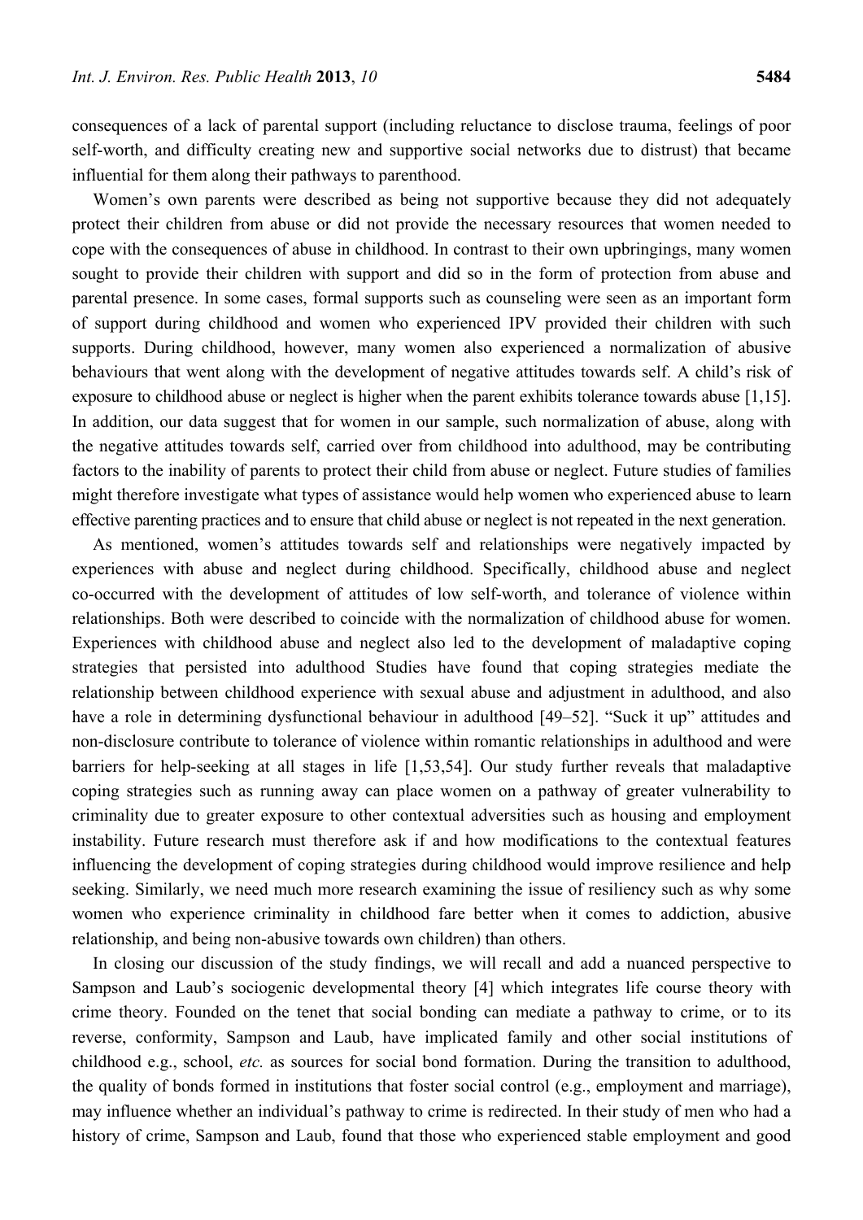consequences of a lack of parental support (including reluctance to disclose trauma, feelings of poor self-worth, and difficulty creating new and supportive social networks due to distrust) that became influential for them along their pathways to parenthood.

Women's own parents were described as being not supportive because they did not adequately protect their children from abuse or did not provide the necessary resources that women needed to cope with the consequences of abuse in childhood. In contrast to their own upbringings, many women sought to provide their children with support and did so in the form of protection from abuse and parental presence. In some cases, formal supports such as counseling were seen as an important form of support during childhood and women who experienced IPV provided their children with such supports. During childhood, however, many women also experienced a normalization of abusive behaviours that went along with the development of negative attitudes towards self. A child's risk of exposure to childhood abuse or neglect is higher when the parent exhibits tolerance towards abuse [1,15]. In addition, our data suggest that for women in our sample, such normalization of abuse, along with the negative attitudes towards self, carried over from childhood into adulthood, may be contributing factors to the inability of parents to protect their child from abuse or neglect. Future studies of families might therefore investigate what types of assistance would help women who experienced abuse to learn effective parenting practices and to ensure that child abuse or neglect is not repeated in the next generation.

As mentioned, women's attitudes towards self and relationships were negatively impacted by experiences with abuse and neglect during childhood. Specifically, childhood abuse and neglect co-occurred with the development of attitudes of low self-worth, and tolerance of violence within relationships. Both were described to coincide with the normalization of childhood abuse for women. Experiences with childhood abuse and neglect also led to the development of maladaptive coping strategies that persisted into adulthood Studies have found that coping strategies mediate the relationship between childhood experience with sexual abuse and adjustment in adulthood, and also have a role in determining dysfunctional behaviour in adulthood [49–52]. "Suck it up" attitudes and non-disclosure contribute to tolerance of violence within romantic relationships in adulthood and were barriers for help-seeking at all stages in life [1,53,54]. Our study further reveals that maladaptive coping strategies such as running away can place women on a pathway of greater vulnerability to criminality due to greater exposure to other contextual adversities such as housing and employment instability. Future research must therefore ask if and how modifications to the contextual features influencing the development of coping strategies during childhood would improve resilience and help seeking. Similarly, we need much more research examining the issue of resiliency such as why some women who experience criminality in childhood fare better when it comes to addiction, abusive relationship, and being non-abusive towards own children) than others.

In closing our discussion of the study findings, we will recall and add a nuanced perspective to Sampson and Laub's sociogenic developmental theory [4] which integrates life course theory with crime theory. Founded on the tenet that social bonding can mediate a pathway to crime, or to its reverse, conformity, Sampson and Laub, have implicated family and other social institutions of childhood e.g., school, *etc.* as sources for social bond formation. During the transition to adulthood, the quality of bonds formed in institutions that foster social control (e.g., employment and marriage), may influence whether an individual's pathway to crime is redirected. In their study of men who had a history of crime, Sampson and Laub, found that those who experienced stable employment and good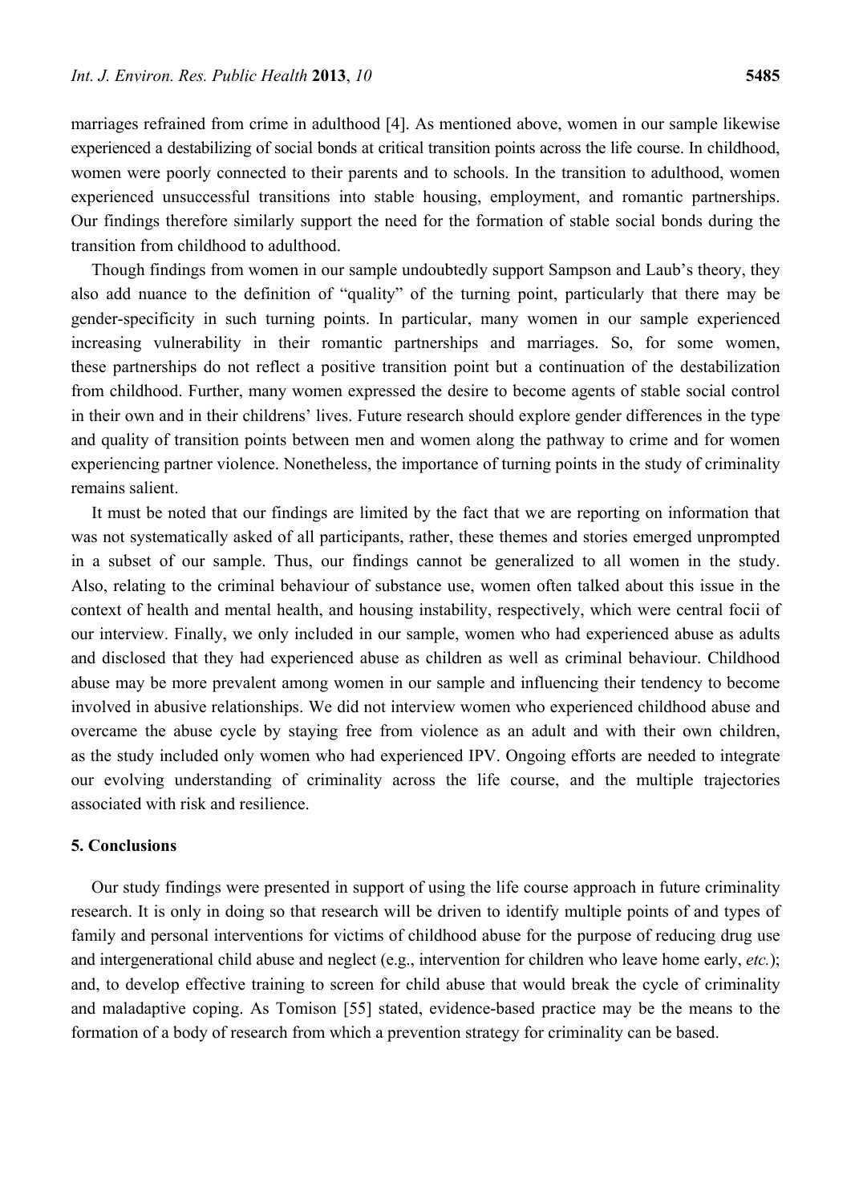marriages refrained from crime in adulthood [4]. As mentioned above, women in our sample likewise experienced a destabilizing of social bonds at critical transition points across the life course. In childhood, women were poorly connected to their parents and to schools. In the transition to adulthood, women experienced unsuccessful transitions into stable housing, employment, and romantic partnerships. Our findings therefore similarly support the need for the formation of stable social bonds during the transition from childhood to adulthood.

Though findings from women in our sample undoubtedly support Sampson and Laub's theory, they also add nuance to the definition of "quality" of the turning point, particularly that there may be gender-specificity in such turning points. In particular, many women in our sample experienced increasing vulnerability in their romantic partnerships and marriages. So, for some women, these partnerships do not reflect a positive transition point but a continuation of the destabilization from childhood. Further, many women expressed the desire to become agents of stable social control in their own and in their childrens' lives. Future research should explore gender differences in the type and quality of transition points between men and women along the pathway to crime and for women experiencing partner violence. Nonetheless, the importance of turning points in the study of criminality remains salient.

It must be noted that our findings are limited by the fact that we are reporting on information that was not systematically asked of all participants, rather, these themes and stories emerged unprompted in a subset of our sample. Thus, our findings cannot be generalized to all women in the study. Also, relating to the criminal behaviour of substance use, women often talked about this issue in the context of health and mental health, and housing instability, respectively, which were central focii of our interview. Finally, we only included in our sample, women who had experienced abuse as adults and disclosed that they had experienced abuse as children as well as criminal behaviour. Childhood abuse may be more prevalent among women in our sample and influencing their tendency to become involved in abusive relationships. We did not interview women who experienced childhood abuse and overcame the abuse cycle by staying free from violence as an adult and with their own children, as the study included only women who had experienced IPV. Ongoing efforts are needed to integrate our evolving understanding of criminality across the life course, and the multiple trajectories associated with risk and resilience.

## 5. Conclusions

Our study findings were presented in support of using the life course approach in future criminality research. It is only in doing so that research will be driven to identify multiple points of and types of family and personal interventions for victims of childhood abuse for the purpose of reducing drug use and intergenerational child abuse and neglect (e.g., intervention for children who leave home early, *etc.*); and, to develop effective training to screen for child abuse that would break the cycle of criminality and maladaptive coping. As Tomison [55] stated, evidence-based practice may be the means to the formation of a body of research from which a prevention strategy for criminality can be based.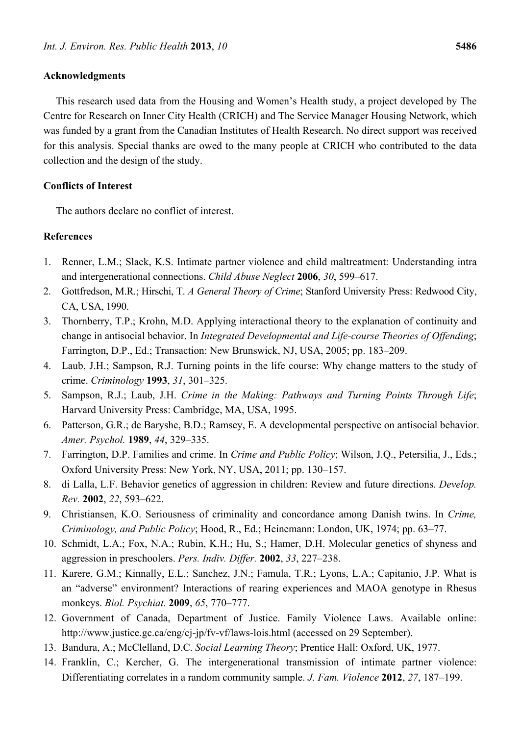## Acknowledgments

This research used data from the Housing and Women's Health study, a project developed by The Centre for Research on Inner City Health (CRICH) and The Service Manager Housing Network, which was funded by a grant from the Canadian Institutes of Health Research. No direct support was received for this analysis. Special thanks are owed to the many people at CRICH who contributed to the data collection and the design of the study.

## Conflicts of Interest

The authors declare no conflict of interest.

## References

1. Renner, L.M.; Slack, K.S. Intimate partner violence and child maltreatment: Understanding intra and intergenerational connections. *Child Abuse Neglect* **2006**, *30*, 599–617.
2. Gottfredson, M.R.; Hirschi, T. *A General Theory of Crime*; Stanford University Press: Redwood City, CA, USA, 1990.
3. Thornberry, T.P.; Krohn, M.D. Applying interactional theory to the explanation of continuity and change in antisocial behavior. In *Integrated Developmental and Life-course Theories of Offending*; Farrington, D.P., Ed.; Transaction: New Brunswick, NJ, USA, 2005; pp. 183–209.
4. Laub, J.H.; Sampson, R.J. Turning points in the life course: Why change matters to the study of crime. *Criminology* **1993**, *31*, 301–325.
5. Sampson, R.J.; Laub, J.H. *Crime in the Making: Pathways and Turning Points Through Life*; Harvard University Press: Cambridge, MA, USA, 1995.
6. Patterson, G.R.; de Baryshe, B.D.; Ramsey, E. A developmental perspective on antisocial behavior. *Amer. Psychol.* **1989**, *44*, 329–335.
7. Farrington, D.P. Families and crime. In *Crime and Public Policy*; Wilson, J.Q., Petersilia, J., Eds.; Oxford University Press: New York, NY, USA, 2011; pp. 130–157.
8. di Lalla, L.F. Behavior genetics of aggression in children: Review and future directions. *Develop. Rev.* **2002**, *22*, 593–622.
9. Christiansen, K.O. Seriousness of criminality and concordance among Danish twins. In *Crime, Criminology, and Public Policy*; Hood, R., Ed.; Heinemann: London, UK, 1974; pp. 63–77.
10. Schmidt, L.A.; Fox, N.A.; Rubin, K.H.; Hu, S.; Hamer, D.H. Molecular genetics of shyness and aggression in preschoolers. *Pers. Indiv. Differ.* **2002**, *33*, 227–238.
11. Karere, G.M.; Kinnally, E.L.; Sanchez, J.N.; Famula, T.R.; Lyons, L.A.; Capitanio, J.P. What is an "adverse" environment? Interactions of rearing experiences and MAOA genotype in Rhesus monkeys. *Biol. Psychiat.* **2009**, *65*, 770–777.
12. Government of Canada, Department of Justice. Family Violence Laws. Available online: http://www.justice.gc.ca/eng/cj-jp/fv-vf/laws-lois.html (accessed on 29 September).
13. Bandura, A.; McClelland, D.C. *Social Learning Theory*; Prentice Hall: Oxford, UK, 1977.
14. Franklin, C.; Kercher, G. The intergenerational transmission of intimate partner violence: Differentiating correlates in a random community sample. *J. Fam. Violence* **2012**, *27*, 187–199.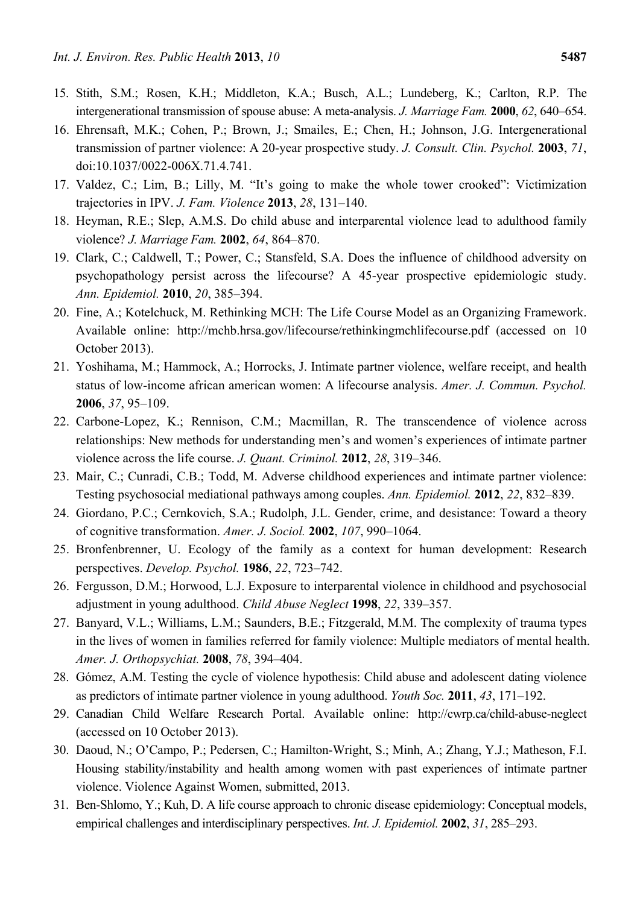15. Stith, S.M.; Rosen, K.H.; Middleton, K.A.; Busch, A.L.; Lundeberg, K.; Carlton, R.P. The intergenerational transmission of spouse abuse: A meta-analysis. *J. Marriage Fam.* **2000**, *62*, 640–654.
16. Ehrensaft, M.K.; Cohen, P.; Brown, J.; Smailes, E.; Chen, H.; Johnson, J.G. Intergenerational transmission of partner violence: A 20-year prospective study. *J. Consult. Clin. Psychol.* **2003**, *71*, doi:10.1037/0022-006X.71.4.741.
17. Valdez, C.; Lim, B.; Lilly, M. "It's going to make the whole tower crooked": Victimization trajectories in IPV. *J. Fam. Violence* **2013**, *28*, 131–140.
18. Heyman, R.E.; Slep, A.M.S. Do child abuse and interparental violence lead to adulthood family violence? *J. Marriage Fam.* **2002**, *64*, 864–870.
19. Clark, C.; Caldwell, T.; Power, C.; Stansfeld, S.A. Does the influence of childhood adversity on psychopathology persist across the lifecourse? A 45-year prospective epidemiologic study. *Ann. Epidemiol.* **2010**, *20*, 385–394.
20. Fine, A.; Kotelchuck, M. Rethinking MCH: The Life Course Model as an Organizing Framework. Available online: http://mchb.hrsa.gov/lifecourse/rethinkingmchlifecourse.pdf (accessed on 10 October 2013).
21. Yoshihama, M.; Hammock, A.; Horrocks, J. Intimate partner violence, welfare receipt, and health status of low-income african american women: A lifecourse analysis. *Amer. J. Commun. Psychol.* **2006**, *37*, 95–109.
22. Carbone-Lopez, K.; Rennison, C.M.; Macmillan, R. The transcendence of violence across relationships: New methods for understanding men's and women's experiences of intimate partner violence across the life course. *J. Quant. Criminol.* **2012**, *28*, 319–346.
23. Mair, C.; Cunradi, C.B.; Todd, M. Adverse childhood experiences and intimate partner violence: Testing psychosocial mediational pathways among couples. *Ann. Epidemiol.* **2012**, *22*, 832–839.
24. Giordano, P.C.; Cernkovich, S.A.; Rudolph, J.L. Gender, crime, and desistance: Toward a theory of cognitive transformation. *Amer. J. Sociol.* **2002**, *107*, 990–1064.
25. Bronfenbrenner, U. Ecology of the family as a context for human development: Research perspectives. *Develop. Psychol.* **1986**, *22*, 723–742.
26. Fergusson, D.M.; Horwood, L.J. Exposure to interparental violence in childhood and psychosocial adjustment in young adulthood. *Child Abuse Neglect* **1998**, *22*, 339–357.
27. Banyard, V.L.; Williams, L.M.; Saunders, B.E.; Fitzgerald, M.M. The complexity of trauma types in the lives of women in families referred for family violence: Multiple mediators of mental health. *Amer. J. Orthopsychiat.* **2008**, *78*, 394–404.
28. Gómez, A.M. Testing the cycle of violence hypothesis: Child abuse and adolescent dating violence as predictors of intimate partner violence in young adulthood. *Youth Soc.* **2011**, *43*, 171–192.
29. Canadian Child Welfare Research Portal. Available online: http://cwrp.ca/child-abuse-neglect (accessed on 10 October 2013).
30. Daoud, N.; O'Campo, P.; Pedersen, C.; Hamilton-Wright, S.; Minh, A.; Zhang, Y.J.; Matheson, F.I. Housing stability/instability and health among women with past experiences of intimate partner violence. Violence Against Women, submitted, 2013.
31. Ben-Shlomo, Y.; Kuh, D. A life course approach to chronic disease epidemiology: Conceptual models, empirical challenges and interdisciplinary perspectives. *Int. J. Epidemiol.* **2002**, *31*, 285–293.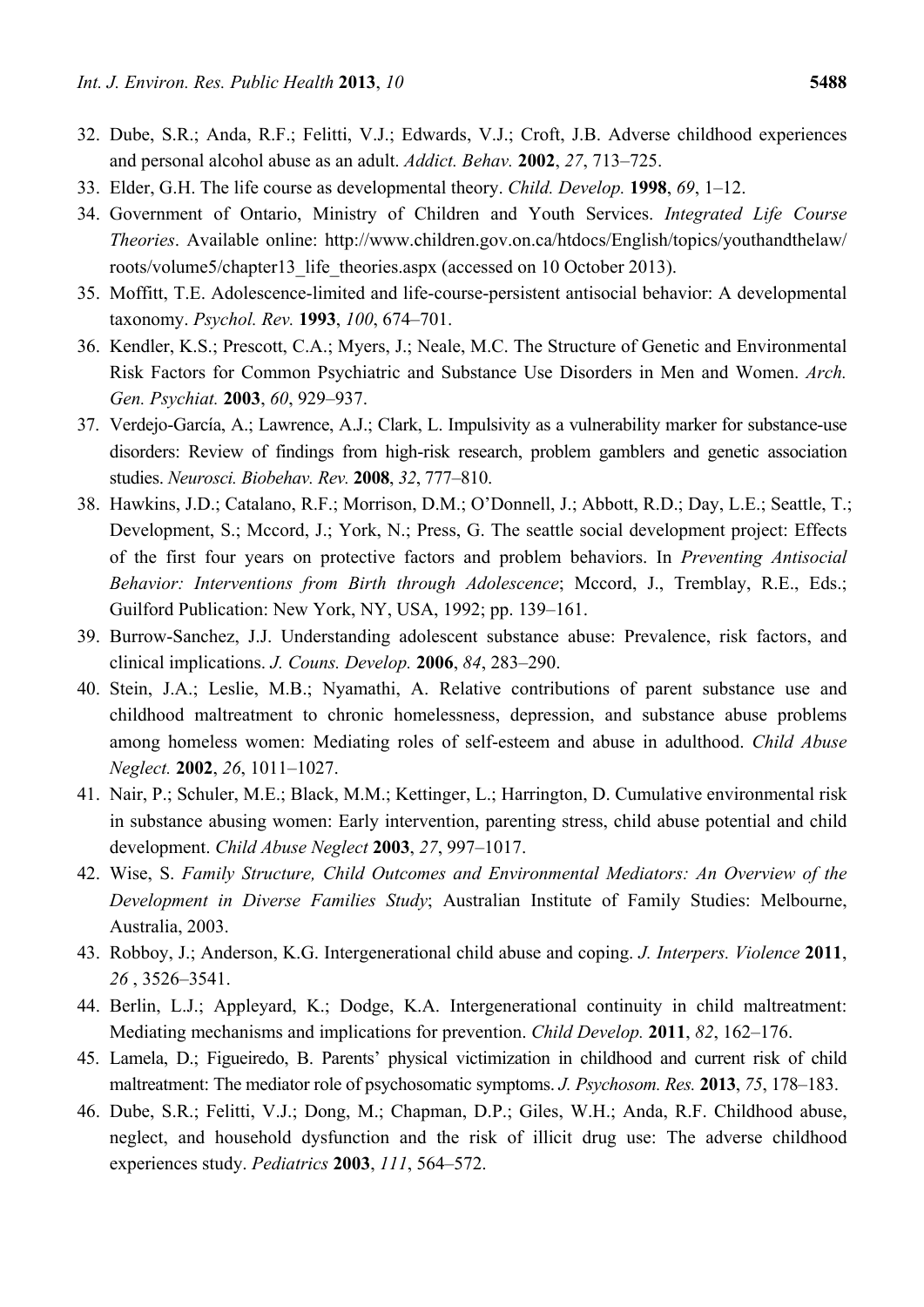32. Dube, S.R.; Anda, R.F.; Felitti, V.J.; Edwards, V.J.; Croft, J.B. Adverse childhood experiences and personal alcohol abuse as an adult. *Addict. Behav.* **2002**, *27*, 713–725.
33. Elder, G.H. The life course as developmental theory. *Child. Develop.* **1998**, *69*, 1–12.
34. Government of Ontario, Ministry of Children and Youth Services. *Integrated Life Course Theories*. Available online: http://www.children.gov.on.ca/htdocs/English/topics/youthandthelaw/roots/volume5/chapter13_life_theories.aspx (accessed on 10 October 2013).
35. Moffitt, T.E. Adolescence-limited and life-course-persistent antisocial behavior: A developmental taxonomy. *Psychol. Rev.* **1993**, *100*, 674–701.
36. Kendler, K.S.; Prescott, C.A.; Myers, J.; Neale, M.C. The Structure of Genetic and Environmental Risk Factors for Common Psychiatric and Substance Use Disorders in Men and Women. *Arch. Gen. Psychiat.* **2003**, *60*, 929–937.
37. Verdejo-García, A.; Lawrence, A.J.; Clark, L. Impulsivity as a vulnerability marker for substance-use disorders: Review of findings from high-risk research, problem gamblers and genetic association studies. *Neurosci. Biobehav. Rev.* **2008**, *32*, 777–810.
38. Hawkins, J.D.; Catalano, R.F.; Morrison, D.M.; O'Donnell, J.; Abbott, R.D.; Day, L.E.; Seattle, T.; Development, S.; Mccord, J.; York, N.; Press, G. The seattle social development project: Effects of the first four years on protective factors and problem behaviors. In *Preventing Antisocial Behavior: Interventions from Birth through Adolescence*; Mccord, J., Tremblay, R.E., Eds.; Guilford Publication: New York, NY, USA, 1992; pp. 139–161.
39. Burrow-Sanchez, J.J. Understanding adolescent substance abuse: Prevalence, risk factors, and clinical implications. *J. Couns. Develop.* **2006**, *84*, 283–290.
40. Stein, J.A.; Leslie, M.B.; Nyamathi, A. Relative contributions of parent substance use and childhood maltreatment to chronic homelessness, depression, and substance abuse problems among homeless women: Mediating roles of self-esteem and abuse in adulthood. *Child Abuse Neglect.* **2002**, *26*, 1011–1027.
41. Nair, P.; Schuler, M.E.; Black, M.M.; Kettinger, L.; Harrington, D. Cumulative environmental risk in substance abusing women: Early intervention, parenting stress, child abuse potential and child development. *Child Abuse Neglect* **2003**, *27*, 997–1017.
42. Wise, S. *Family Structure, Child Outcomes and Environmental Mediators: An Overview of the Development in Diverse Families Study*; Australian Institute of Family Studies: Melbourne, Australia, 2003.
43. Robboy, J.; Anderson, K.G. Intergenerational child abuse and coping. *J. Interpers. Violence* **2011**, *26* , 3526–3541.
44. Berlin, L.J.; Appleyard, K.; Dodge, K.A. Intergenerational continuity in child maltreatment: Mediating mechanisms and implications for prevention. *Child Develop.* **2011**, *82*, 162–176.
45. Lamela, D.; Figueiredo, B. Parents' physical victimization in childhood and current risk of child maltreatment: The mediator role of psychosomatic symptoms. *J. Psychosom. Res.* **2013**, *75*, 178–183.
46. Dube, S.R.; Felitti, V.J.; Dong, M.; Chapman, D.P.; Giles, W.H.; Anda, R.F. Childhood abuse, neglect, and household dysfunction and the risk of illicit drug use: The adverse childhood experiences study. *Pediatrics* **2003**, *111*, 564–572.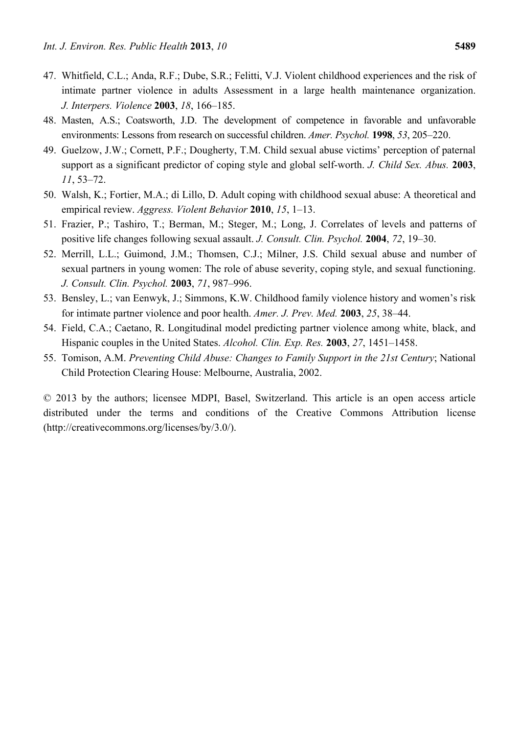47. Whitfield, C.L.; Anda, R.F.; Dube, S.R.; Felitti, V.J. Violent childhood experiences and the risk of intimate partner violence in adults Assessment in a large health maintenance organization. *J. Interpers. Violence* **2003**, *18*, 166–185.
48. Masten, A.S.; Coatsworth, J.D. The development of competence in favorable and unfavorable environments: Lessons from research on successful children. *Amer. Psychol.* **1998**, *53*, 205–220.
49. Guelzow, J.W.; Cornett, P.F.; Dougherty, T.M. Child sexual abuse victims' perception of paternal support as a significant predictor of coping style and global self-worth. *J. Child Sex. Abus.* **2003**, *11*, 53–72.
50. Walsh, K.; Fortier, M.A.; di Lillo, D. Adult coping with childhood sexual abuse: A theoretical and empirical review. *Aggress. Violent Behavior* **2010**, *15*, 1–13.
51. Frazier, P.; Tashiro, T.; Berman, M.; Steger, M.; Long, J. Correlates of levels and patterns of positive life changes following sexual assault. *J. Consult. Clin. Psychol.* **2004**, *72*, 19–30.
52. Merrill, L.L.; Guimond, J.M.; Thomsen, C.J.; Milner, J.S. Child sexual abuse and number of sexual partners in young women: The role of abuse severity, coping style, and sexual functioning. *J. Consult. Clin. Psychol.* **2003**, *71*, 987–996.
53. Bensley, L.; van Eenwyk, J.; Simmons, K.W. Childhood family violence history and women's risk for intimate partner violence and poor health. *Amer. J. Prev. Med.* **2003**, *25*, 38–44.
54. Field, C.A.; Caetano, R. Longitudinal model predicting partner violence among white, black, and Hispanic couples in the United States. *Alcohol. Clin. Exp. Res.* **2003**, *27*, 1451–1458.
55. Tomison, A.M. *Preventing Child Abuse: Changes to Family Support in the 21st Century*; National Child Protection Clearing House: Melbourne, Australia, 2002.

© 2013 by the authors; licensee MDPI, Basel, Switzerland. This article is an open access article distributed under the terms and conditions of the Creative Commons Attribution license (http://creativecommons.org/licenses/by/3.0/).